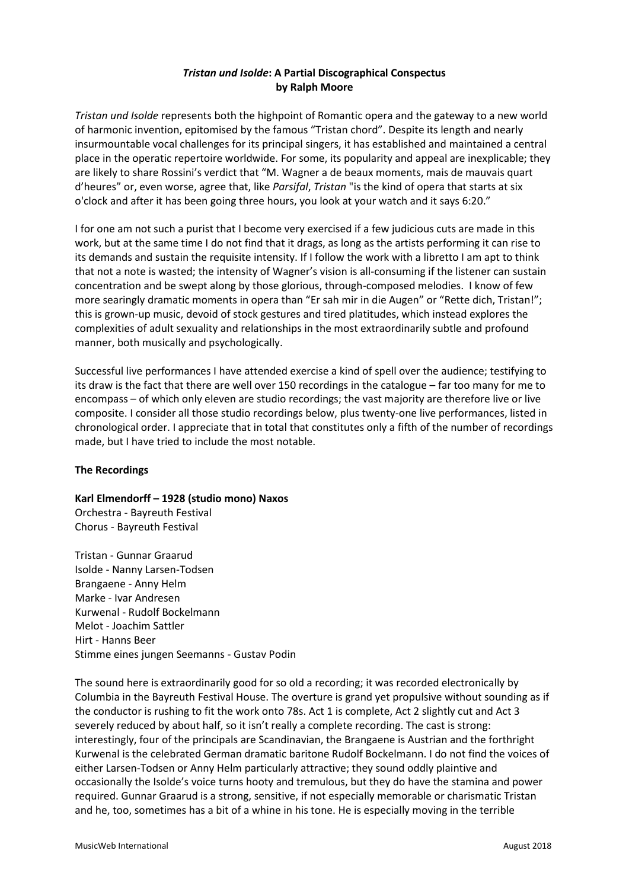# *Tristan und Isolde*: A Partial Discographical Conspectus
## by Ralph Moore

*Tristan und Isolde* represents both the highpoint of Romantic opera and the gateway to a new world of harmonic invention, epitomised by the famous "Tristan chord". Despite its length and nearly insurmountable vocal challenges for its principal singers, it has established and maintained a central place in the operatic repertoire worldwide. For some, its popularity and appeal are inexplicable; they are likely to share Rossini's verdict that "M. Wagner a de beaux moments, mais de mauvais quart d'heures" or, even worse, agree that, like *Parsifal*, *Tristan* "is the kind of opera that starts at six o'clock and after it has been going three hours, you look at your watch and it says 6:20."

I for one am not such a purist that I become very exercised if a few judicious cuts are made in this work, but at the same time I do not find that it drags, as long as the artists performing it can rise to its demands and sustain the requisite intensity. If I follow the work with a libretto I am apt to think that not a note is wasted; the intensity of Wagner's vision is all-consuming if the listener can sustain concentration and be swept along by those glorious, through-composed melodies. I know of few more searingly dramatic moments in opera than "Er sah mir in die Augen" or "Rette dich, Tristan!"; this is grown-up music, devoid of stock gestures and tired platitudes, which instead explores the complexities of adult sexuality and relationships in the most extraordinarily subtle and profound manner, both musically and psychologically.

Successful live performances I have attended exercise a kind of spell over the audience; testifying to its draw is the fact that there are well over 150 recordings in the catalogue – far too many for me to encompass – of which only eleven are studio recordings; the vast majority are therefore live or live composite. I consider all those studio recordings below, plus twenty-one live performances, listed in chronological order. I appreciate that in total that constitutes only a fifth of the number of recordings made, but I have tried to include the most notable.

**The Recordings**

**Karl Elmendorff – 1928 (studio mono) Naxos**
Orchestra - Bayreuth Festival
Chorus - Bayreuth Festival

Tristan - Gunnar Graarud
Isolde - Nanny Larsen-Todsen
Brangaene - Anny Helm
Marke - Ivar Andresen
Kurwenal - Rudolf Bockelmann
Melot - Joachim Sattler
Hirt - Hanns Beer
Stimme eines jungen Seemanns - Gustav Podin

The sound here is extraordinarily good for so old a recording; it was recorded electronically by Columbia in the Bayreuth Festival House. The overture is grand yet propulsive without sounding as if the conductor is rushing to fit the work onto 78s. Act 1 is complete, Act 2 slightly cut and Act 3 severely reduced by about half, so it isn't really a complete recording. The cast is strong: interestingly, four of the principals are Scandinavian, the Brangaene is Austrian and the forthright Kurwenal is the celebrated German dramatic baritone Rudolf Bockelmann. I do not find the voices of either Larsen-Todsen or Anny Helm particularly attractive; they sound oddly plaintive and occasionally the Isolde's voice turns hooty and tremulous, but they do have the stamina and power required. Gunnar Graarud is a strong, sensitive, if not especially memorable or charismatic Tristan and he, too, sometimes has a bit of a whine in his tone. He is especially moving in the terrible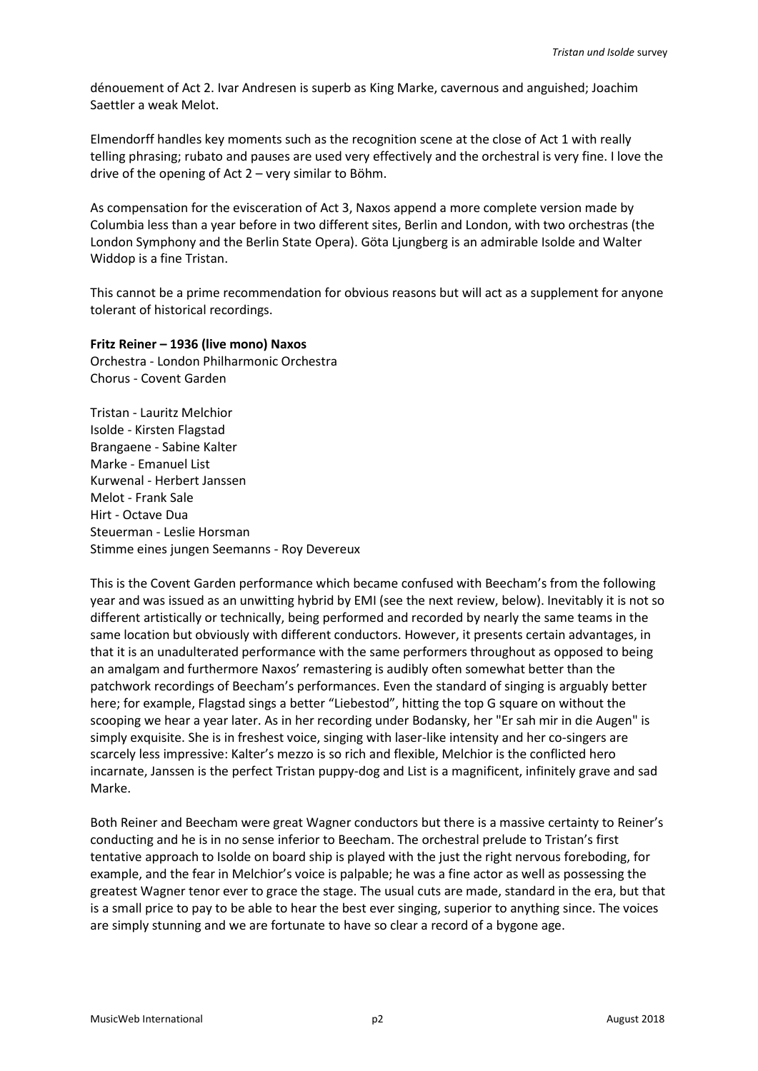dénouement of Act 2. Ivar Andresen is superb as King Marke, cavernous and anguished; Joachim Saettler a weak Melot.

Elmendorff handles key moments such as the recognition scene at the close of Act 1 with really telling phrasing; rubato and pauses are used very effectively and the orchestral is very fine. I love the drive of the opening of Act 2 – very similar to Böhm.

As compensation for the evisceration of Act 3, Naxos append a more complete version made by Columbia less than a year before in two different sites, Berlin and London, with two orchestras (the London Symphony and the Berlin State Opera). Göta Ljungberg is an admirable Isolde and Walter Widdop is a fine Tristan.

This cannot be a prime recommendation for obvious reasons but will act as a supplement for anyone tolerant of historical recordings.

**Fritz Reiner – 1936 (live mono) Naxos**
Orchestra - London Philharmonic Orchestra
Chorus - Covent Garden

Tristan - Lauritz Melchior
Isolde - Kirsten Flagstad
Brangaene - Sabine Kalter
Marke - Emanuel List
Kurwenal - Herbert Janssen
Melot - Frank Sale
Hirt - Octave Dua
Steuerman - Leslie Horsman
Stimme eines jungen Seemanns - Roy Devereux

This is the Covent Garden performance which became confused with Beecham's from the following year and was issued as an unwitting hybrid by EMI (see the next review, below). Inevitably it is not so different artistically or technically, being performed and recorded by nearly the same teams in the same location but obviously with different conductors. However, it presents certain advantages, in that it is an unadulterated performance with the same performers throughout as opposed to being an amalgam and furthermore Naxos' remastering is audibly often somewhat better than the patchwork recordings of Beecham's performances. Even the standard of singing is arguably better here; for example, Flagstad sings a better "Liebestod", hitting the top G square on without the scooping we hear a year later. As in her recording under Bodansky, her "Er sah mir in die Augen" is simply exquisite. She is in freshest voice, singing with laser-like intensity and her co-singers are scarcely less impressive: Kalter's mezzo is so rich and flexible, Melchior is the conflicted hero incarnate, Janssen is the perfect Tristan puppy-dog and List is a magnificent, infinitely grave and sad Marke.

Both Reiner and Beecham were great Wagner conductors but there is a massive certainty to Reiner's conducting and he is in no sense inferior to Beecham. The orchestral prelude to Tristan's first tentative approach to Isolde on board ship is played with the just the right nervous foreboding, for example, and the fear in Melchior's voice is palpable; he was a fine actor as well as possessing the greatest Wagner tenor ever to grace the stage. The usual cuts are made, standard in the era, but that is a small price to pay to be able to hear the best ever singing, superior to anything since. The voices are simply stunning and we are fortunate to have so clear a record of a bygone age.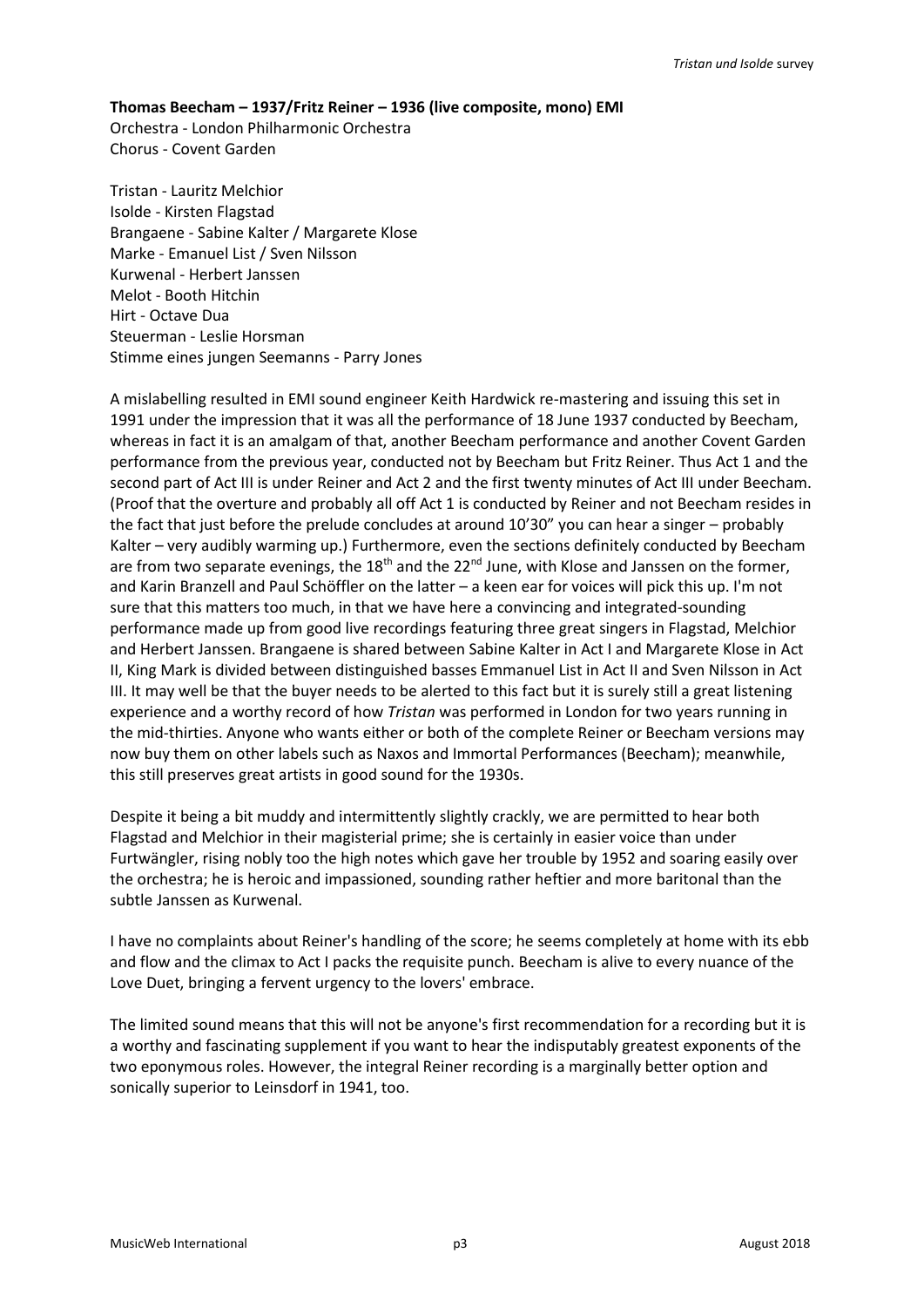**Thomas Beecham – 1937/Fritz Reiner – 1936 (live composite, mono) EMI**
Orchestra - London Philharmonic Orchestra
Chorus - Covent Garden

Tristan - Lauritz Melchior
Isolde - Kirsten Flagstad
Brangaene - Sabine Kalter / Margarete Klose
Marke - Emanuel List / Sven Nilsson
Kurwenal - Herbert Janssen
Melot - Booth Hitchin
Hirt - Octave Dua
Steuerman - Leslie Horsman
Stimme eines jungen Seemanns - Parry Jones

A mislabelling resulted in EMI sound engineer Keith Hardwick re-mastering and issuing this set in 1991 under the impression that it was all the performance of 18 June 1937 conducted by Beecham, whereas in fact it is an amalgam of that, another Beecham performance and another Covent Garden performance from the previous year, conducted not by Beecham but Fritz Reiner. Thus Act 1 and the second part of Act III is under Reiner and Act 2 and the first twenty minutes of Act III under Beecham. (Proof that the overture and probably all off Act 1 is conducted by Reiner and not Beecham resides in the fact that just before the prelude concludes at around 10'30" you can hear a singer – probably Kalter – very audibly warming up.) Furthermore, even the sections definitely conducted by Beecham are from two separate evenings, the 18th and the 22nd June, with Klose and Janssen on the former, and Karin Branzell and Paul Schöffler on the latter – a keen ear for voices will pick this up. I'm not sure that this matters too much, in that we have here a convincing and integrated-sounding performance made up from good live recordings featuring three great singers in Flagstad, Melchior and Herbert Janssen. Brangaene is shared between Sabine Kalter in Act I and Margarete Klose in Act II, King Mark is divided between distinguished basses Emmanuel List in Act II and Sven Nilsson in Act III. It may well be that the buyer needs to be alerted to this fact but it is surely still a great listening experience and a worthy record of how *Tristan* was performed in London for two years running in the mid-thirties. Anyone who wants either or both of the complete Reiner or Beecham versions may now buy them on other labels such as Naxos and Immortal Performances (Beecham); meanwhile, this still preserves great artists in good sound for the 1930s.

Despite it being a bit muddy and intermittently slightly crackly, we are permitted to hear both Flagstad and Melchior in their magisterial prime; she is certainly in easier voice than under Furtwängler, rising nobly too the high notes which gave her trouble by 1952 and soaring easily over the orchestra; he is heroic and impassioned, sounding rather heftier and more baritonal than the subtle Janssen as Kurwenal.

I have no complaints about Reiner's handling of the score; he seems completely at home with its ebb and flow and the climax to Act I packs the requisite punch. Beecham is alive to every nuance of the Love Duet, bringing a fervent urgency to the lovers' embrace.

The limited sound means that this will not be anyone's first recommendation for a recording but it is a worthy and fascinating supplement if you want to hear the indisputably greatest exponents of the two eponymous roles. However, the integral Reiner recording is a marginally better option and sonically superior to Leinsdorf in 1941, too.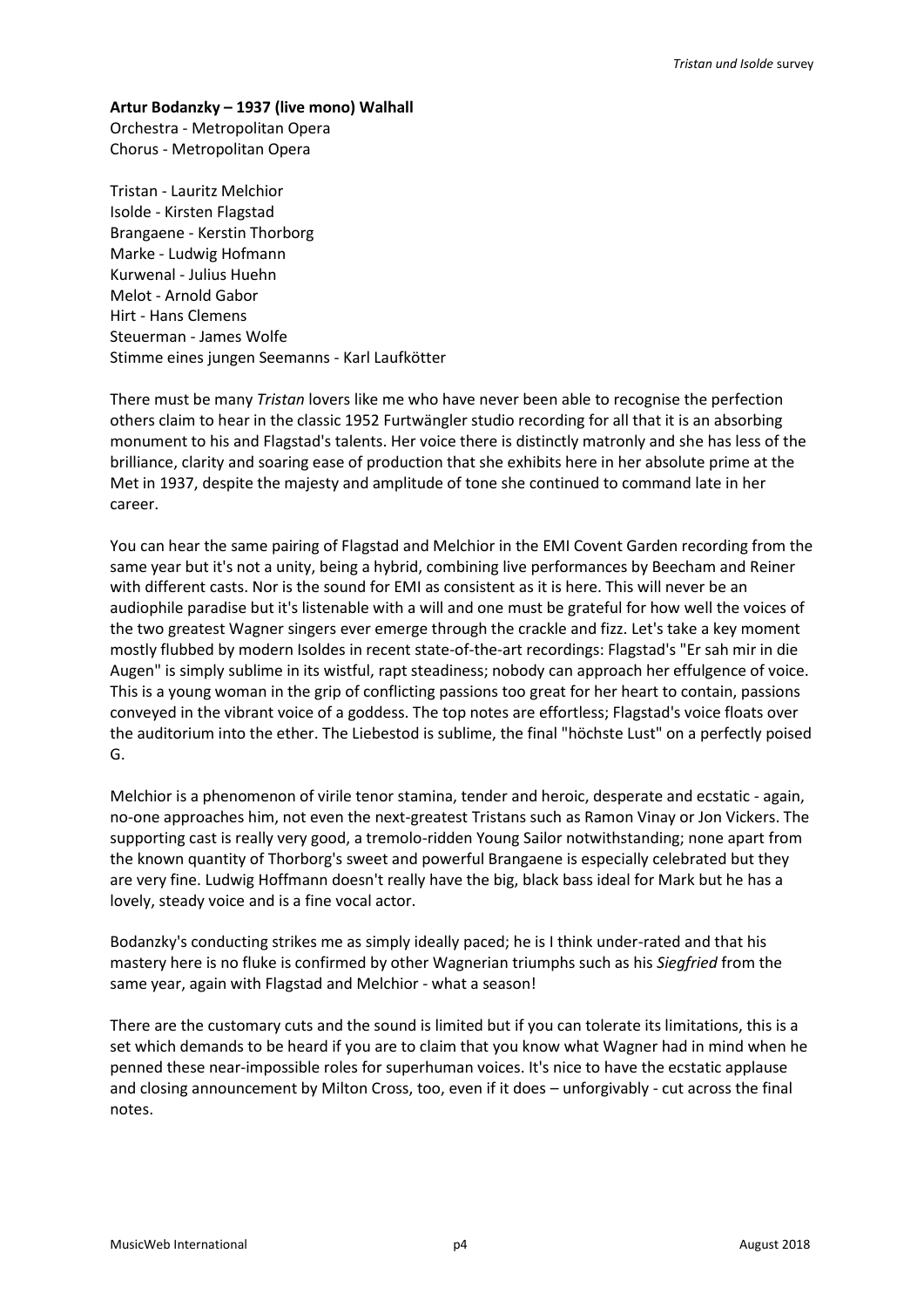**Artur Bodanzky – 1937 (live mono) Walhall**
Orchestra - Metropolitan Opera
Chorus - Metropolitan Opera

Tristan - Lauritz Melchior
Isolde - Kirsten Flagstad
Brangaene - Kerstin Thorborg
Marke - Ludwig Hofmann
Kurwenal - Julius Huehn
Melot - Arnold Gabor
Hirt - Hans Clemens
Steuerman - James Wolfe
Stimme eines jungen Seemanns - Karl Laufkötter

There must be many *Tristan* lovers like me who have never been able to recognise the perfection others claim to hear in the classic 1952 Furtwängler studio recording for all that it is an absorbing monument to his and Flagstad's talents. Her voice there is distinctly matronly and she has less of the brilliance, clarity and soaring ease of production that she exhibits here in her absolute prime at the Met in 1937, despite the majesty and amplitude of tone she continued to command late in her career.

You can hear the same pairing of Flagstad and Melchior in the EMI Covent Garden recording from the same year but it's not a unity, being a hybrid, combining live performances by Beecham and Reiner with different casts. Nor is the sound for EMI as consistent as it is here. This will never be an audiophile paradise but it's listenable with a will and one must be grateful for how well the voices of the two greatest Wagner singers ever emerge through the crackle and fizz. Let's take a key moment mostly flubbed by modern Isoldes in recent state-of-the-art recordings: Flagstad's "Er sah mir in die Augen" is simply sublime in its wistful, rapt steadiness; nobody can approach her effulgence of voice. This is a young woman in the grip of conflicting passions too great for her heart to contain, passions conveyed in the vibrant voice of a goddess. The top notes are effortless; Flagstad's voice floats over the auditorium into the ether. The Liebestod is sublime, the final "höchste Lust" on a perfectly poised G.

Melchior is a phenomenon of virile tenor stamina, tender and heroic, desperate and ecstatic - again, no-one approaches him, not even the next-greatest Tristans such as Ramon Vinay or Jon Vickers. The supporting cast is really very good, a tremolo-ridden Young Sailor notwithstanding; none apart from the known quantity of Thorborg's sweet and powerful Brangaene is especially celebrated but they are very fine. Ludwig Hoffmann doesn't really have the big, black bass ideal for Mark but he has a lovely, steady voice and is a fine vocal actor.

Bodanzky's conducting strikes me as simply ideally paced; he is I think under-rated and that his mastery here is no fluke is confirmed by other Wagnerian triumphs such as his *Siegfried* from the same year, again with Flagstad and Melchior - what a season!

There are the customary cuts and the sound is limited but if you can tolerate its limitations, this is a set which demands to be heard if you are to claim that you know what Wagner had in mind when he penned these near-impossible roles for superhuman voices. It's nice to have the ecstatic applause and closing announcement by Milton Cross, too, even if it does – unforgivably - cut across the final notes.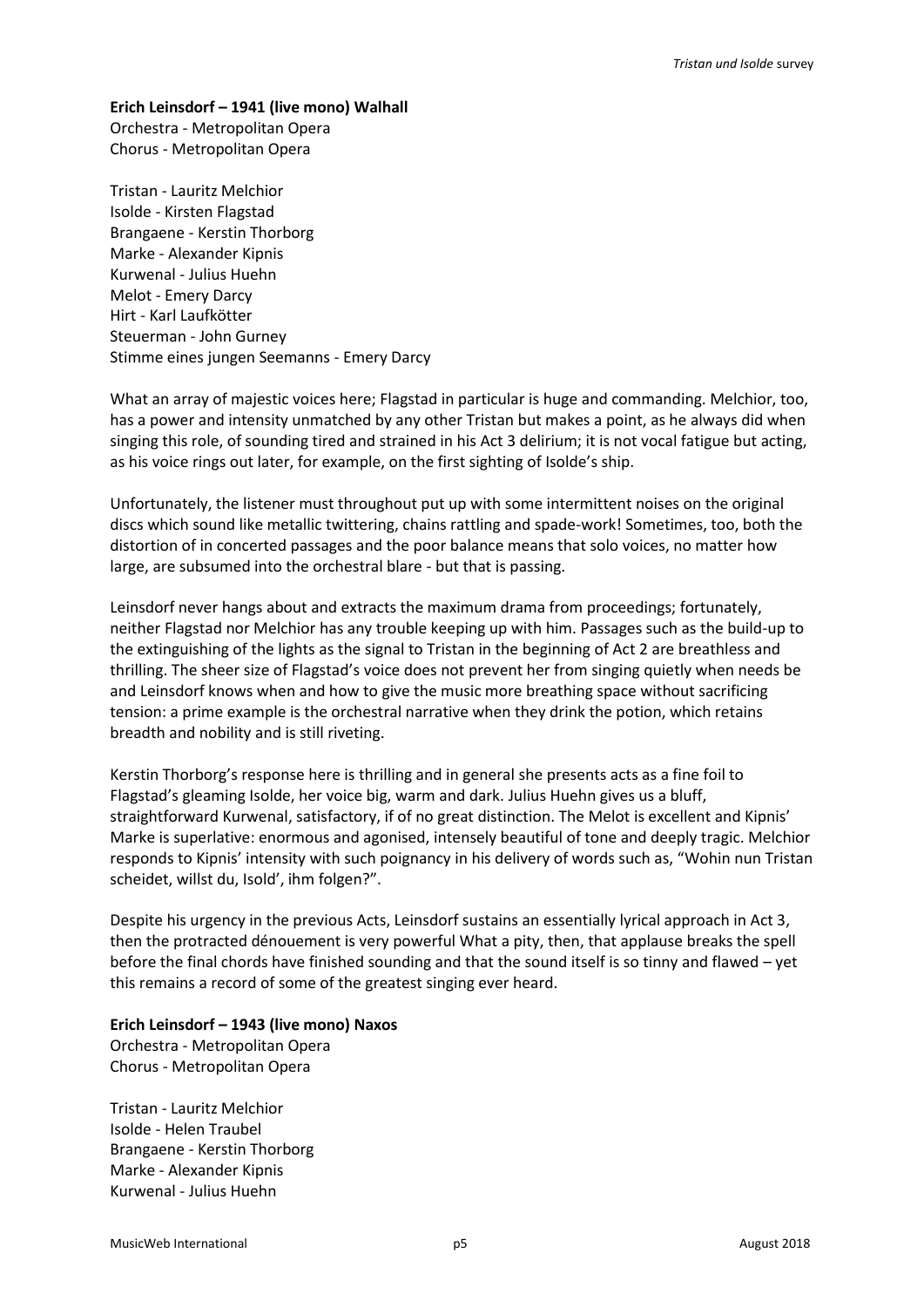**Erich Leinsdorf – 1941 (live mono) Walhall**
Orchestra - Metropolitan Opera
Chorus - Metropolitan Opera

Tristan - Lauritz Melchior
Isolde - Kirsten Flagstad
Brangaene - Kerstin Thorborg
Marke - Alexander Kipnis
Kurwenal - Julius Huehn
Melot - Emery Darcy
Hirt - Karl Laufkötter
Steuerman - John Gurney
Stimme eines jungen Seemanns - Emery Darcy

What an array of majestic voices here; Flagstad in particular is huge and commanding. Melchior, too, has a power and intensity unmatched by any other Tristan but makes a point, as he always did when singing this role, of sounding tired and strained in his Act 3 delirium; it is not vocal fatigue but acting, as his voice rings out later, for example, on the first sighting of Isolde's ship.

Unfortunately, the listener must throughout put up with some intermittent noises on the original discs which sound like metallic twittering, chains rattling and spade-work! Sometimes, too, both the distortion of in concerted passages and the poor balance means that solo voices, no matter how large, are subsumed into the orchestral blare - but that is passing.

Leinsdorf never hangs about and extracts the maximum drama from proceedings; fortunately, neither Flagstad nor Melchior has any trouble keeping up with him. Passages such as the build-up to the extinguishing of the lights as the signal to Tristan in the beginning of Act 2 are breathless and thrilling. The sheer size of Flagstad's voice does not prevent her from singing quietly when needs be and Leinsdorf knows when and how to give the music more breathing space without sacrificing tension: a prime example is the orchestral narrative when they drink the potion, which retains breadth and nobility and is still riveting.

Kerstin Thorborg's response here is thrilling and in general she presents acts as a fine foil to Flagstad's gleaming Isolde, her voice big, warm and dark. Julius Huehn gives us a bluff, straightforward Kurwenal, satisfactory, if of no great distinction. The Melot is excellent and Kipnis' Marke is superlative: enormous and agonised, intensely beautiful of tone and deeply tragic. Melchior responds to Kipnis' intensity with such poignancy in his delivery of words such as, "Wohin nun Tristan scheidet, willst du, Isold', ihm folgen?".

Despite his urgency in the previous Acts, Leinsdorf sustains an essentially lyrical approach in Act 3, then the protracted dénouement is very powerful What a pity, then, that applause breaks the spell before the final chords have finished sounding and that the sound itself is so tinny and flawed – yet this remains a record of some of the greatest singing ever heard.

**Erich Leinsdorf – 1943 (live mono) Naxos**
Orchestra - Metropolitan Opera
Chorus - Metropolitan Opera

Tristan - Lauritz Melchior
Isolde - Helen Traubel
Brangaene - Kerstin Thorborg
Marke - Alexander Kipnis
Kurwenal - Julius Huehn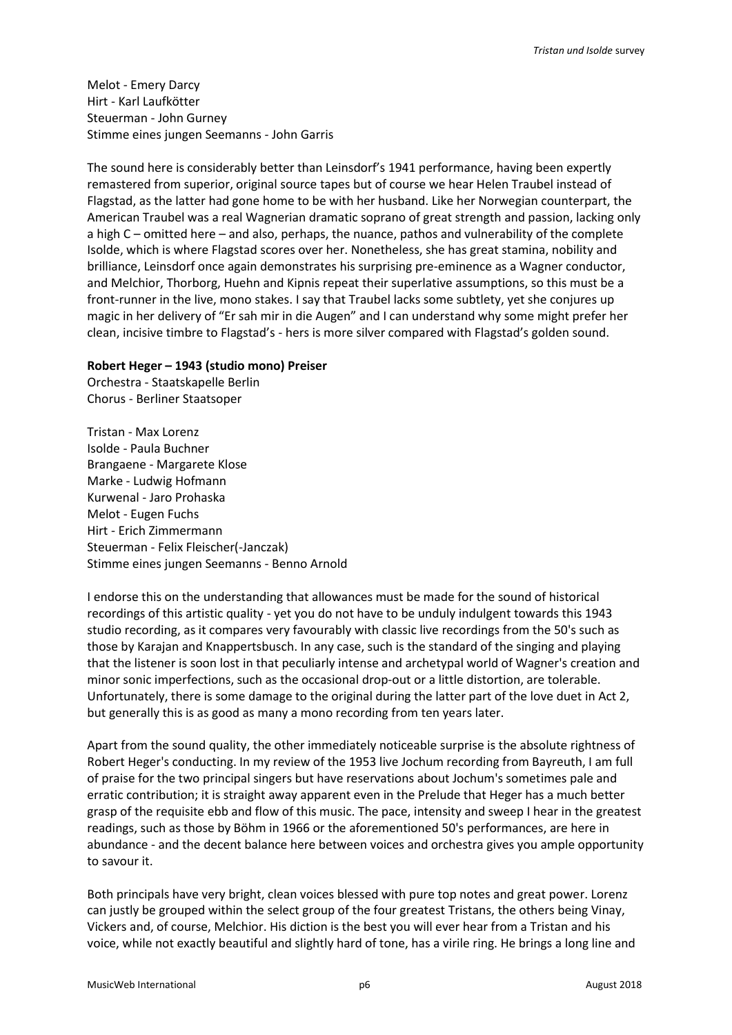Melot - Emery Darcy
Hirt - Karl Laufkötter
Steuerman - John Gurney
Stimme eines jungen Seemanns - John Garris

The sound here is considerably better than Leinsdorf's 1941 performance, having been expertly remastered from superior, original source tapes but of course we hear Helen Traubel instead of Flagstad, as the latter had gone home to be with her husband. Like her Norwegian counterpart, the American Traubel was a real Wagnerian dramatic soprano of great strength and passion, lacking only a high C – omitted here – and also, perhaps, the nuance, pathos and vulnerability of the complete Isolde, which is where Flagstad scores over her. Nonetheless, she has great stamina, nobility and brilliance, Leinsdorf once again demonstrates his surprising pre-eminence as a Wagner conductor, and Melchior, Thorborg, Huehn and Kipnis repeat their superlative assumptions, so this must be a front-runner in the live, mono stakes. I say that Traubel lacks some subtlety, yet she conjures up magic in her delivery of "Er sah mir in die Augen" and I can understand why some might prefer her clean, incisive timbre to Flagstad's - hers is more silver compared with Flagstad's golden sound.

**Robert Heger – 1943 (studio mono) Preiser**
Orchestra - Staatskapelle Berlin
Chorus - Berliner Staatsoper

Tristan - Max Lorenz
Isolde - Paula Buchner
Brangaene - Margarete Klose
Marke - Ludwig Hofmann
Kurwenal - Jaro Prohaska
Melot - Eugen Fuchs
Hirt - Erich Zimmermann
Steuerman - Felix Fleischer(-Janczak)
Stimme eines jungen Seemanns - Benno Arnold

I endorse this on the understanding that allowances must be made for the sound of historical recordings of this artistic quality - yet you do not have to be unduly indulgent towards this 1943 studio recording, as it compares very favourably with classic live recordings from the 50's such as those by Karajan and Knappertsbusch. In any case, such is the standard of the singing and playing that the listener is soon lost in that peculiarly intense and archetypal world of Wagner's creation and minor sonic imperfections, such as the occasional drop-out or a little distortion, are tolerable. Unfortunately, there is some damage to the original during the latter part of the love duet in Act 2, but generally this is as good as many a mono recording from ten years later.

Apart from the sound quality, the other immediately noticeable surprise is the absolute rightness of Robert Heger's conducting. In my review of the 1953 live Jochum recording from Bayreuth, I am full of praise for the two principal singers but have reservations about Jochum's sometimes pale and erratic contribution; it is straight away apparent even in the Prelude that Heger has a much better grasp of the requisite ebb and flow of this music. The pace, intensity and sweep I hear in the greatest readings, such as those by Böhm in 1966 or the aforementioned 50's performances, are here in abundance - and the decent balance here between voices and orchestra gives you ample opportunity to savour it.

Both principals have very bright, clean voices blessed with pure top notes and great power. Lorenz can justly be grouped within the select group of the four greatest Tristans, the others being Vinay, Vickers and, of course, Melchior. His diction is the best you will ever hear from a Tristan and his voice, while not exactly beautiful and slightly hard of tone, has a virile ring. He brings a long line and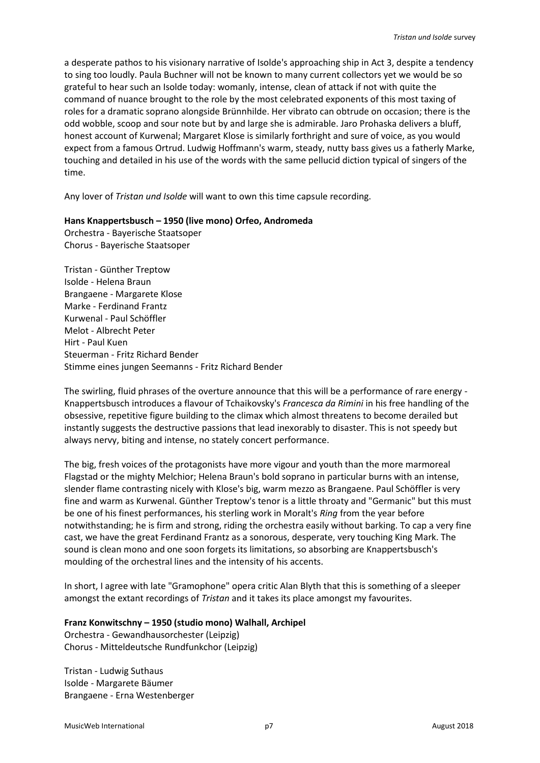a desperate pathos to his visionary narrative of Isolde's approaching ship in Act 3, despite a tendency to sing too loudly. Paula Buchner will not be known to many current collectors yet we would be so grateful to hear such an Isolde today: womanly, intense, clean of attack if not with quite the command of nuance brought to the role by the most celebrated exponents of this most taxing of roles for a dramatic soprano alongside Brünnhilde. Her vibrato can obtrude on occasion; there is the odd wobble, scoop and sour note but by and large she is admirable. Jaro Prohaska delivers a bluff, honest account of Kurwenal; Margaret Klose is similarly forthright and sure of voice, as you would expect from a famous Ortrud. Ludwig Hoffmann's warm, steady, nutty bass gives us a fatherly Marke, touching and detailed in his use of the words with the same pellucid diction typical of singers of the time.

Any lover of *Tristan und Isolde* will want to own this time capsule recording.

**Hans Knappertsbusch – 1950 (live mono) Orfeo, Andromeda**
Orchestra - Bayerische Staatsoper
Chorus - Bayerische Staatsoper

Tristan - Günther Treptow
Isolde - Helena Braun
Brangaene - Margarete Klose
Marke - Ferdinand Frantz
Kurwenal - Paul Schöffler
Melot - Albrecht Peter
Hirt - Paul Kuen
Steuerman - Fritz Richard Bender
Stimme eines jungen Seemanns - Fritz Richard Bender

The swirling, fluid phrases of the overture announce that this will be a performance of rare energy - Knappertsbusch introduces a flavour of Tchaikovsky's *Francesca da Rimini* in his free handling of the obsessive, repetitive figure building to the climax which almost threatens to become derailed but instantly suggests the destructive passions that lead inexorably to disaster. This is not speedy but always nervy, biting and intense, no stately concert performance.

The big, fresh voices of the protagonists have more vigour and youth than the more marmoreal Flagstad or the mighty Melchior; Helena Braun's bold soprano in particular burns with an intense, slender flame contrasting nicely with Klose's big, warm mezzo as Brangaene. Paul Schöffler is very fine and warm as Kurwenal. Günther Treptow's tenor is a little throaty and "Germanic" but this must be one of his finest performances, his sterling work in Moralt's *Ring* from the year before notwithstanding; he is firm and strong, riding the orchestra easily without barking. To cap a very fine cast, we have the great Ferdinand Frantz as a sonorous, desperate, very touching King Mark. The sound is clean mono and one soon forgets its limitations, so absorbing are Knappertsbusch's moulding of the orchestral lines and the intensity of his accents.

In short, I agree with late "Gramophone" opera critic Alan Blyth that this is something of a sleeper amongst the extant recordings of *Tristan* and it takes its place amongst my favourites.

**Franz Konwitschny – 1950 (studio mono) Walhall, Archipel**
Orchestra - Gewandhausorchester (Leipzig)
Chorus - Mitteldeutsche Rundfunkchor (Leipzig)

Tristan - Ludwig Suthaus
Isolde - Margarete Bäumer
Brangaene - Erna Westenberger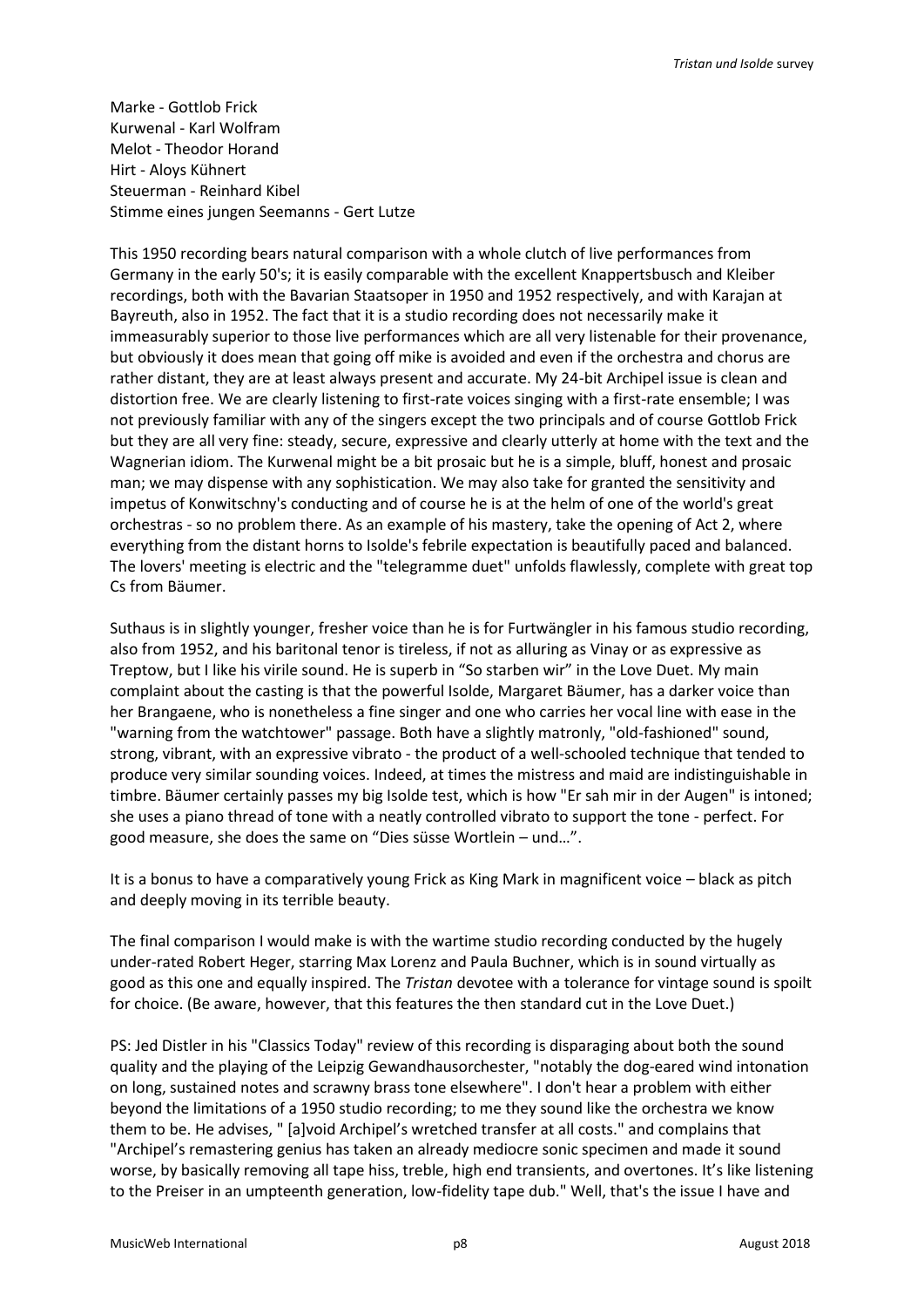Marke - Gottlob Frick
Kurwenal - Karl Wolfram
Melot - Theodor Horand
Hirt - Aloys Kühnert
Steuerman - Reinhard Kibel
Stimme eines jungen Seemanns - Gert Lutze

This 1950 recording bears natural comparison with a whole clutch of live performances from Germany in the early 50's; it is easily comparable with the excellent Knappertsbusch and Kleiber recordings, both with the Bavarian Staatsoper in 1950 and 1952 respectively, and with Karajan at Bayreuth, also in 1952. The fact that it is a studio recording does not necessarily make it immeasurably superior to those live performances which are all very listenable for their provenance, but obviously it does mean that going off mike is avoided and even if the orchestra and chorus are rather distant, they are at least always present and accurate. My 24-bit Archipel issue is clean and distortion free. We are clearly listening to first-rate voices singing with a first-rate ensemble; I was not previously familiar with any of the singers except the two principals and of course Gottlob Frick but they are all very fine: steady, secure, expressive and clearly utterly at home with the text and the Wagnerian idiom. The Kurwenal might be a bit prosaic but he is a simple, bluff, honest and prosaic man; we may dispense with any sophistication. We may also take for granted the sensitivity and impetus of Konwitschny's conducting and of course he is at the helm of one of the world's great orchestras - so no problem there. As an example of his mastery, take the opening of Act 2, where everything from the distant horns to Isolde's febrile expectation is beautifully paced and balanced. The lovers' meeting is electric and the "telegramme duet" unfolds flawlessly, complete with great top Cs from Bäumer.

Suthaus is in slightly younger, fresher voice than he is for Furtwängler in his famous studio recording, also from 1952, and his baritonal tenor is tireless, if not as alluring as Vinay or as expressive as Treptow, but I like his virile sound. He is superb in "So starben wir" in the Love Duet. My main complaint about the casting is that the powerful Isolde, Margaret Bäumer, has a darker voice than her Brangaene, who is nonetheless a fine singer and one who carries her vocal line with ease in the "warning from the watchtower" passage. Both have a slightly matronly, "old-fashioned" sound, strong, vibrant, with an expressive vibrato - the product of a well-schooled technique that tended to produce very similar sounding voices. Indeed, at times the mistress and maid are indistinguishable in timbre. Bäumer certainly passes my big Isolde test, which is how "Er sah mir in der Augen" is intoned; she uses a piano thread of tone with a neatly controlled vibrato to support the tone - perfect. For good measure, she does the same on "Dies süsse Wortlein – und…".

It is a bonus to have a comparatively young Frick as King Mark in magnificent voice – black as pitch and deeply moving in its terrible beauty.

The final comparison I would make is with the wartime studio recording conducted by the hugely under-rated Robert Heger, starring Max Lorenz and Paula Buchner, which is in sound virtually as good as this one and equally inspired. The *Tristan* devotee with a tolerance for vintage sound is spoilt for choice. (Be aware, however, that this features the then standard cut in the Love Duet.)

PS: Jed Distler in his "Classics Today" review of this recording is disparaging about both the sound quality and the playing of the Leipzig Gewandhausorchester, "notably the dog-eared wind intonation on long, sustained notes and scrawny brass tone elsewhere". I don't hear a problem with either beyond the limitations of a 1950 studio recording; to me they sound like the orchestra we know them to be. He advises, " [a]void Archipel's wretched transfer at all costs." and complains that "Archipel's remastering genius has taken an already mediocre sonic specimen and made it sound worse, by basically removing all tape hiss, treble, high end transients, and overtones. It's like listening to the Preiser in an umpteenth generation, low-fidelity tape dub." Well, that's the issue I have and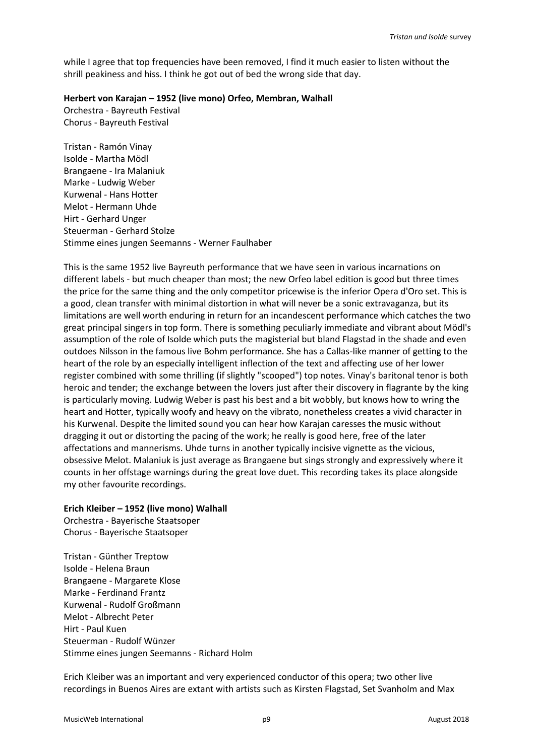while I agree that top frequencies have been removed, I find it much easier to listen without the shrill peakiness and hiss. I think he got out of bed the wrong side that day.

**Herbert von Karajan – 1952 (live mono) Orfeo, Membran, Walhall**
Orchestra - Bayreuth Festival
Chorus - Bayreuth Festival

Tristan - Ramón Vinay
Isolde - Martha Mödl
Brangaene - Ira Malaniuk
Marke - Ludwig Weber
Kurwenal - Hans Hotter
Melot - Hermann Uhde
Hirt - Gerhard Unger
Steuerman - Gerhard Stolze
Stimme eines jungen Seemanns - Werner Faulhaber

This is the same 1952 live Bayreuth performance that we have seen in various incarnations on different labels - but much cheaper than most; the new Orfeo label edition is good but three times the price for the same thing and the only competitor pricewise is the inferior Opera d'Oro set. This is a good, clean transfer with minimal distortion in what will never be a sonic extravaganza, but its limitations are well worth enduring in return for an incandescent performance which catches the two great principal singers in top form. There is something peculiarly immediate and vibrant about Mödl's assumption of the role of Isolde which puts the magisterial but bland Flagstad in the shade and even outdoes Nilsson in the famous live Bohm performance. She has a Callas-like manner of getting to the heart of the role by an especially intelligent inflection of the text and affecting use of her lower register combined with some thrilling (if slightly "scooped") top notes. Vinay's baritonal tenor is both heroic and tender; the exchange between the lovers just after their discovery in flagrante by the king is particularly moving. Ludwig Weber is past his best and a bit wobbly, but knows how to wring the heart and Hotter, typically woofy and heavy on the vibrato, nonetheless creates a vivid character in his Kurwenal. Despite the limited sound you can hear how Karajan caresses the music without dragging it out or distorting the pacing of the work; he really is good here, free of the later affectations and mannerisms. Uhde turns in another typically incisive vignette as the vicious, obsessive Melot. Malaniuk is just average as Brangaene but sings strongly and expressively where it counts in her offstage warnings during the great love duet. This recording takes its place alongside my other favourite recordings.

**Erich Kleiber – 1952 (live mono) Walhall**
Orchestra - Bayerische Staatsoper
Chorus - Bayerische Staatsoper

Tristan - Günther Treptow
Isolde - Helena Braun
Brangaene - Margarete Klose
Marke - Ferdinand Frantz
Kurwenal - Rudolf Großmann
Melot - Albrecht Peter
Hirt - Paul Kuen
Steuerman - Rudolf Wünzer
Stimme eines jungen Seemanns - Richard Holm

Erich Kleiber was an important and very experienced conductor of this opera; two other live recordings in Buenos Aires are extant with artists such as Kirsten Flagstad, Set Svanholm and Max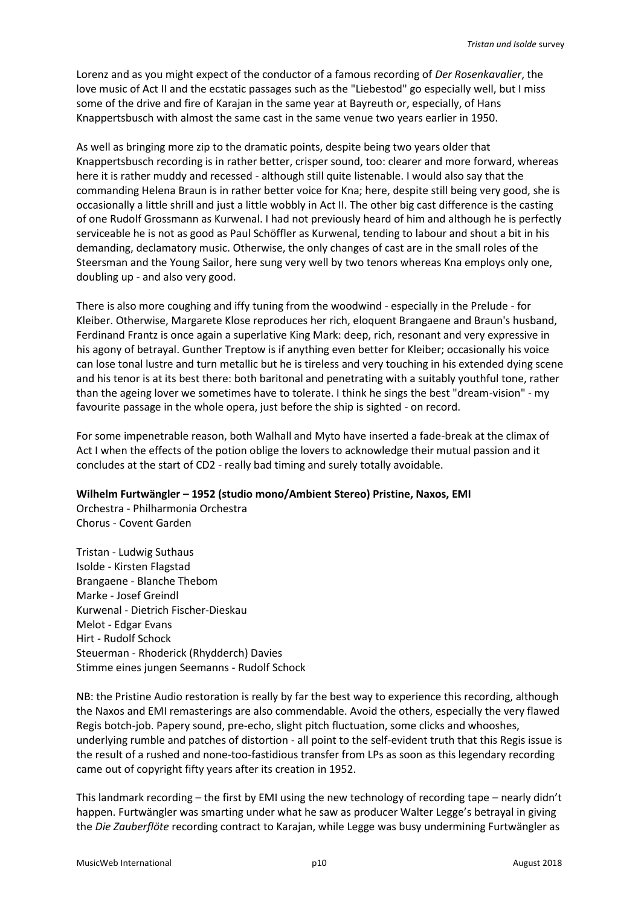Lorenz and as you might expect of the conductor of a famous recording of *Der Rosenkavalier*, the love music of Act II and the ecstatic passages such as the "Liebestod" go especially well, but I miss some of the drive and fire of Karajan in the same year at Bayreuth or, especially, of Hans Knappertsbusch with almost the same cast in the same venue two years earlier in 1950.

As well as bringing more zip to the dramatic points, despite being two years older that Knappertsbusch recording is in rather better, crisper sound, too: clearer and more forward, whereas here it is rather muddy and recessed - although still quite listenable. I would also say that the commanding Helena Braun is in rather better voice for Kna; here, despite still being very good, she is occasionally a little shrill and just a little wobbly in Act II. The other big cast difference is the casting of one Rudolf Grossmann as Kurwenal. I had not previously heard of him and although he is perfectly serviceable he is not as good as Paul Schöffler as Kurwenal, tending to labour and shout a bit in his demanding, declamatory music. Otherwise, the only changes of cast are in the small roles of the Steersman and the Young Sailor, here sung very well by two tenors whereas Kna employs only one, doubling up - and also very good.

There is also more coughing and iffy tuning from the woodwind - especially in the Prelude - for Kleiber. Otherwise, Margarete Klose reproduces her rich, eloquent Brangaene and Braun's husband, Ferdinand Frantz is once again a superlative King Mark: deep, rich, resonant and very expressive in his agony of betrayal. Gunther Treptow is if anything even better for Kleiber; occasionally his voice can lose tonal lustre and turn metallic but he is tireless and very touching in his extended dying scene and his tenor is at its best there: both baritonal and penetrating with a suitably youthful tone, rather than the ageing lover we sometimes have to tolerate. I think he sings the best "dream-vision" - my favourite passage in the whole opera, just before the ship is sighted - on record.

For some impenetrable reason, both Walhall and Myto have inserted a fade-break at the climax of Act I when the effects of the potion oblige the lovers to acknowledge their mutual passion and it concludes at the start of CD2 - really bad timing and surely totally avoidable.

**Wilhelm Furtwängler – 1952 (studio mono/Ambient Stereo) Pristine, Naxos, EMI**
Orchestra - Philharmonia Orchestra
Chorus - Covent Garden

Tristan - Ludwig Suthaus
Isolde - Kirsten Flagstad
Brangaene - Blanche Thebom
Marke - Josef Greindl
Kurwenal - Dietrich Fischer-Dieskau
Melot - Edgar Evans
Hirt - Rudolf Schock
Steuerman - Rhoderick (Rhydderch) Davies
Stimme eines jungen Seemanns - Rudolf Schock

NB: the Pristine Audio restoration is really by far the best way to experience this recording, although the Naxos and EMI remasterings are also commendable. Avoid the others, especially the very flawed Regis botch-job. Papery sound, pre-echo, slight pitch fluctuation, some clicks and whooshes, underlying rumble and patches of distortion - all point to the self-evident truth that this Regis issue is the result of a rushed and none-too-fastidious transfer from LPs as soon as this legendary recording came out of copyright fifty years after its creation in 1952.

This landmark recording – the first by EMI using the new technology of recording tape – nearly didn't happen. Furtwängler was smarting under what he saw as producer Walter Legge's betrayal in giving the *Die Zauberflöte* recording contract to Karajan, while Legge was busy undermining Furtwängler as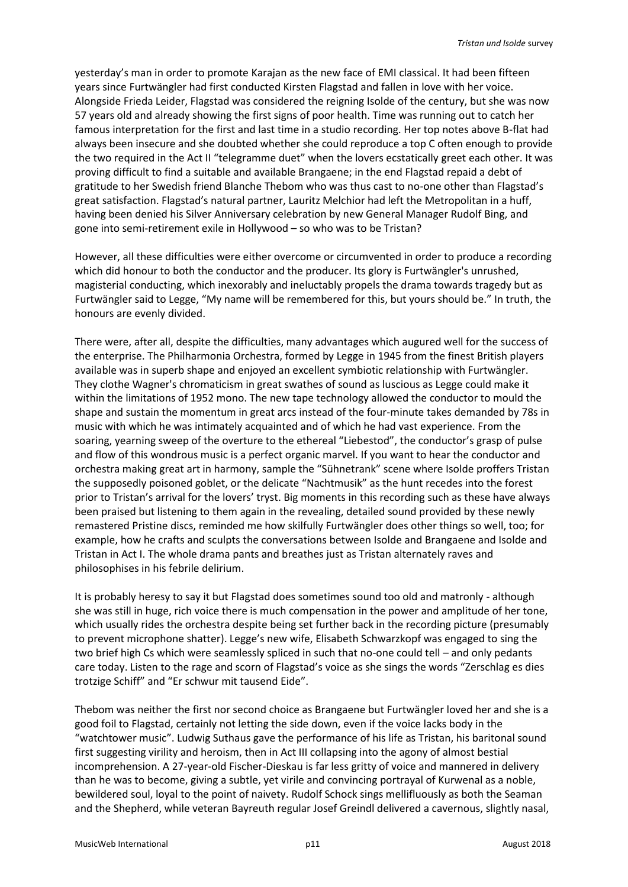yesterday's man in order to promote Karajan as the new face of EMI classical. It had been fifteen years since Furtwängler had first conducted Kirsten Flagstad and fallen in love with her voice. Alongside Frieda Leider, Flagstad was considered the reigning Isolde of the century, but she was now 57 years old and already showing the first signs of poor health. Time was running out to catch her famous interpretation for the first and last time in a studio recording. Her top notes above B-flat had always been insecure and she doubted whether she could reproduce a top C often enough to provide the two required in the Act II "telegramme duet" when the lovers ecstatically greet each other. It was proving difficult to find a suitable and available Brangaene; in the end Flagstad repaid a debt of gratitude to her Swedish friend Blanche Thebom who was thus cast to no-one other than Flagstad's great satisfaction. Flagstad's natural partner, Lauritz Melchior had left the Metropolitan in a huff, having been denied his Silver Anniversary celebration by new General Manager Rudolf Bing, and gone into semi-retirement exile in Hollywood – so who was to be Tristan?

However, all these difficulties were either overcome or circumvented in order to produce a recording which did honour to both the conductor and the producer. Its glory is Furtwängler's unrushed, magisterial conducting, which inexorably and ineluctably propels the drama towards tragedy but as Furtwängler said to Legge, "My name will be remembered for this, but yours should be." In truth, the honours are evenly divided.

There were, after all, despite the difficulties, many advantages which augured well for the success of the enterprise. The Philharmonia Orchestra, formed by Legge in 1945 from the finest British players available was in superb shape and enjoyed an excellent symbiotic relationship with Furtwängler. They clothe Wagner's chromaticism in great swathes of sound as luscious as Legge could make it within the limitations of 1952 mono. The new tape technology allowed the conductor to mould the shape and sustain the momentum in great arcs instead of the four-minute takes demanded by 78s in music with which he was intimately acquainted and of which he had vast experience. From the soaring, yearning sweep of the overture to the ethereal "Liebestod", the conductor's grasp of pulse and flow of this wondrous music is a perfect organic marvel. If you want to hear the conductor and orchestra making great art in harmony, sample the "Sühnetrank" scene where Isolde proffers Tristan the supposedly poisoned goblet, or the delicate "Nachtmusik" as the hunt recedes into the forest prior to Tristan's arrival for the lovers' tryst. Big moments in this recording such as these have always been praised but listening to them again in the revealing, detailed sound provided by these newly remastered Pristine discs, reminded me how skilfully Furtwängler does other things so well, too; for example, how he crafts and sculpts the conversations between Isolde and Brangaene and Isolde and Tristan in Act I. The whole drama pants and breathes just as Tristan alternately raves and philosophises in his febrile delirium.

It is probably heresy to say it but Flagstad does sometimes sound too old and matronly - although she was still in huge, rich voice there is much compensation in the power and amplitude of her tone, which usually rides the orchestra despite being set further back in the recording picture (presumably to prevent microphone shatter). Legge's new wife, Elisabeth Schwarzkopf was engaged to sing the two brief high Cs which were seamlessly spliced in such that no-one could tell – and only pedants care today. Listen to the rage and scorn of Flagstad's voice as she sings the words "Zerschlag es dies trotzige Schiff" and "Er schwur mit tausend Eide".

Thebom was neither the first nor second choice as Brangaene but Furtwängler loved her and she is a good foil to Flagstad, certainly not letting the side down, even if the voice lacks body in the "watchtower music". Ludwig Suthaus gave the performance of his life as Tristan, his baritonal sound first suggesting virility and heroism, then in Act III collapsing into the agony of almost bestial incomprehension. A 27-year-old Fischer-Dieskau is far less gritty of voice and mannered in delivery than he was to become, giving a subtle, yet virile and convincing portrayal of Kurwenal as a noble, bewildered soul, loyal to the point of naivety. Rudolf Schock sings mellifluously as both the Seaman and the Shepherd, while veteran Bayreuth regular Josef Greindl delivered a cavernous, slightly nasal,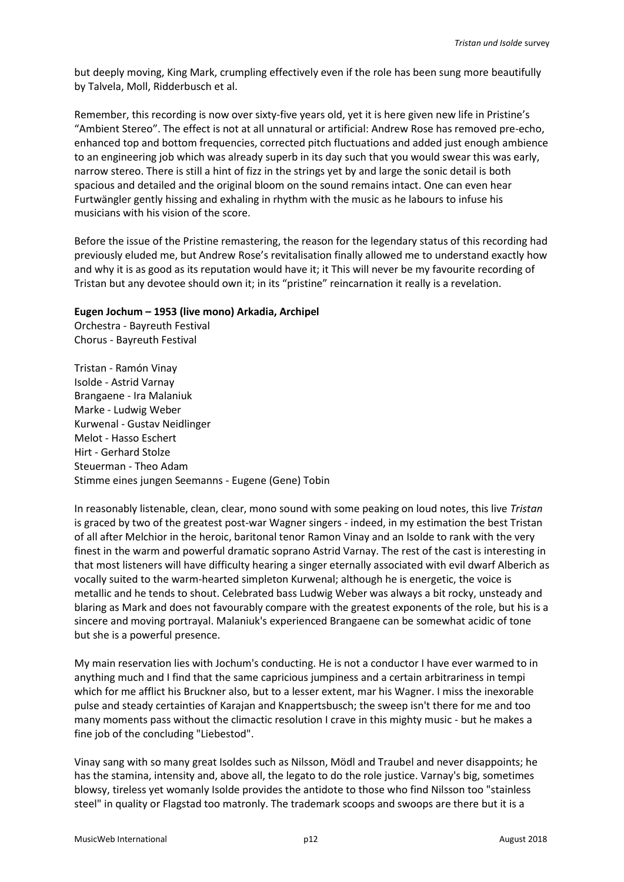but deeply moving, King Mark, crumpling effectively even if the role has been sung more beautifully by Talvela, Moll, Ridderbusch et al.

Remember, this recording is now over sixty-five years old, yet it is here given new life in Pristine's "Ambient Stereo". The effect is not at all unnatural or artificial: Andrew Rose has removed pre-echo, enhanced top and bottom frequencies, corrected pitch fluctuations and added just enough ambience to an engineering job which was already superb in its day such that you would swear this was early, narrow stereo. There is still a hint of fizz in the strings yet by and large the sonic detail is both spacious and detailed and the original bloom on the sound remains intact. One can even hear Furtwängler gently hissing and exhaling in rhythm with the music as he labours to infuse his musicians with his vision of the score.

Before the issue of the Pristine remastering, the reason for the legendary status of this recording had previously eluded me, but Andrew Rose's revitalisation finally allowed me to understand exactly how and why it is as good as its reputation would have it; it This will never be my favourite recording of Tristan but any devotee should own it; in its "pristine" reincarnation it really is a revelation.

**Eugen Jochum – 1953 (live mono) Arkadia, Archipel**

Orchestra - Bayreuth Festival
Chorus - Bayreuth Festival

Tristan - Ramón Vinay
Isolde - Astrid Varnay
Brangaene - Ira Malaniuk
Marke - Ludwig Weber
Kurwenal - Gustav Neidlinger
Melot - Hasso Eschert
Hirt - Gerhard Stolze
Steuerman - Theo Adam
Stimme eines jungen Seemanns - Eugene (Gene) Tobin

In reasonably listenable, clean, clear, mono sound with some peaking on loud notes, this live *Tristan* is graced by two of the greatest post-war Wagner singers - indeed, in my estimation the best Tristan of all after Melchior in the heroic, baritonal tenor Ramon Vinay and an Isolde to rank with the very finest in the warm and powerful dramatic soprano Astrid Varnay. The rest of the cast is interesting in that most listeners will have difficulty hearing a singer eternally associated with evil dwarf Alberich as vocally suited to the warm-hearted simpleton Kurwenal; although he is energetic, the voice is metallic and he tends to shout. Celebrated bass Ludwig Weber was always a bit rocky, unsteady and blaring as Mark and does not favourably compare with the greatest exponents of the role, but his is a sincere and moving portrayal. Malaniuk's experienced Brangaene can be somewhat acidic of tone but she is a powerful presence.

My main reservation lies with Jochum's conducting. He is not a conductor I have ever warmed to in anything much and I find that the same capricious jumpiness and a certain arbitrariness in tempi which for me afflict his Bruckner also, but to a lesser extent, mar his Wagner. I miss the inexorable pulse and steady certainties of Karajan and Knappertsbusch; the sweep isn't there for me and too many moments pass without the climactic resolution I crave in this mighty music - but he makes a fine job of the concluding "Liebestod".

Vinay sang with so many great Isoldes such as Nilsson, Mödl and Traubel and never disappoints; he has the stamina, intensity and, above all, the legato to do the role justice. Varnay's big, sometimes blowsy, tireless yet womanly Isolde provides the antidote to those who find Nilsson too "stainless steel" in quality or Flagstad too matronly. The trademark scoops and swoops are there but it is a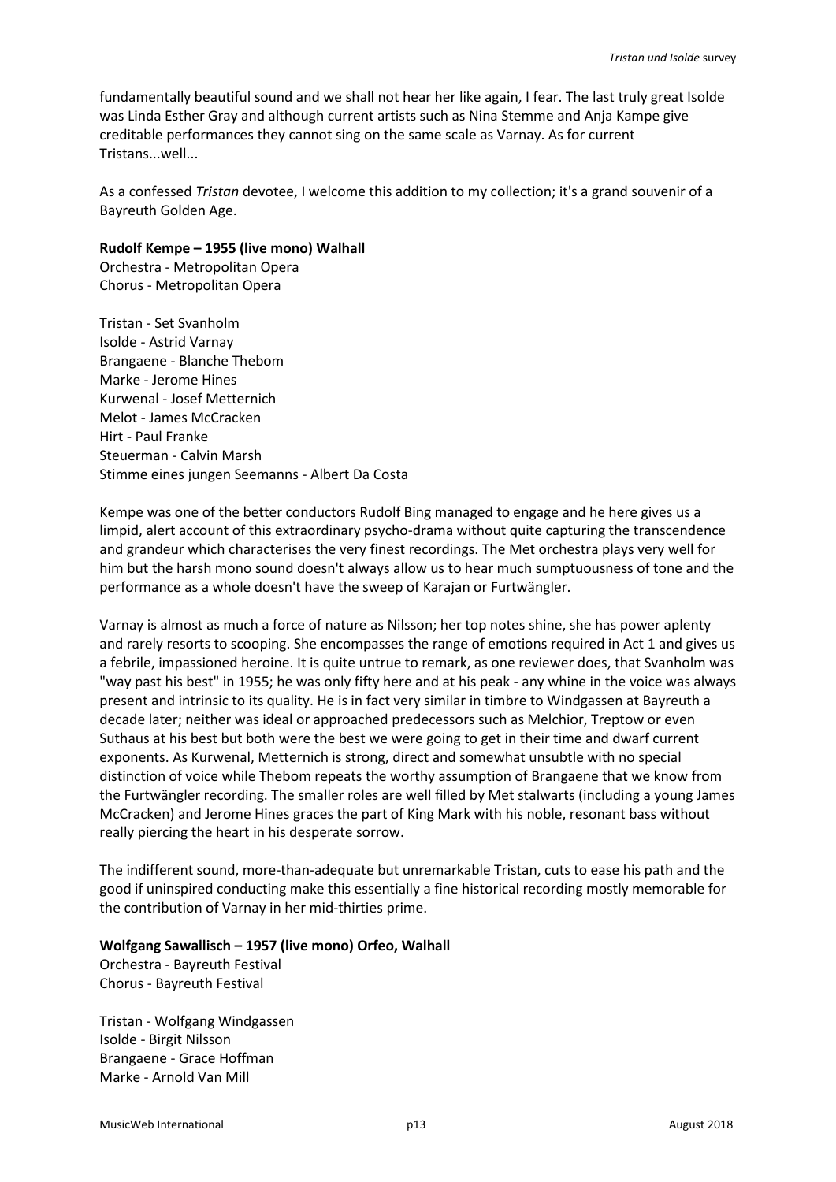fundamentally beautiful sound and we shall not hear her like again, I fear. The last truly great Isolde was Linda Esther Gray and although current artists such as Nina Stemme and Anja Kampe give creditable performances they cannot sing on the same scale as Varnay. As for current Tristans...well...

As a confessed *Tristan* devotee, I welcome this addition to my collection; it's a grand souvenir of a Bayreuth Golden Age.

**Rudolf Kempe – 1955 (live mono) Walhall**
Orchestra - Metropolitan Opera
Chorus - Metropolitan Opera

Tristan - Set Svanholm
Isolde - Astrid Varnay
Brangaene - Blanche Thebom
Marke - Jerome Hines
Kurwenal - Josef Metternich
Melot - James McCracken
Hirt - Paul Franke
Steuerman - Calvin Marsh
Stimme eines jungen Seemanns - Albert Da Costa

Kempe was one of the better conductors Rudolf Bing managed to engage and he here gives us a limpid, alert account of this extraordinary psycho-drama without quite capturing the transcendence and grandeur which characterises the very finest recordings. The Met orchestra plays very well for him but the harsh mono sound doesn't always allow us to hear much sumptuousness of tone and the performance as a whole doesn't have the sweep of Karajan or Furtwängler.

Varnay is almost as much a force of nature as Nilsson; her top notes shine, she has power aplenty and rarely resorts to scooping. She encompasses the range of emotions required in Act 1 and gives us a febrile, impassioned heroine. It is quite untrue to remark, as one reviewer does, that Svanholm was "way past his best" in 1955; he was only fifty here and at his peak - any whine in the voice was always present and intrinsic to its quality. He is in fact very similar in timbre to Windgassen at Bayreuth a decade later; neither was ideal or approached predecessors such as Melchior, Treptow or even Suthaus at his best but both were the best we were going to get in their time and dwarf current exponents. As Kurwenal, Metternich is strong, direct and somewhat unsubtle with no special distinction of voice while Thebom repeats the worthy assumption of Brangaene that we know from the Furtwängler recording. The smaller roles are well filled by Met stalwarts (including a young James McCracken) and Jerome Hines graces the part of King Mark with his noble, resonant bass without really piercing the heart in his desperate sorrow.

The indifferent sound, more-than-adequate but unremarkable Tristan, cuts to ease his path and the good if uninspired conducting make this essentially a fine historical recording mostly memorable for the contribution of Varnay in her mid-thirties prime.

**Wolfgang Sawallisch – 1957 (live mono) Orfeo, Walhall**
Orchestra - Bayreuth Festival
Chorus - Bayreuth Festival

Tristan - Wolfgang Windgassen
Isolde - Birgit Nilsson
Brangaene - Grace Hoffman
Marke - Arnold Van Mill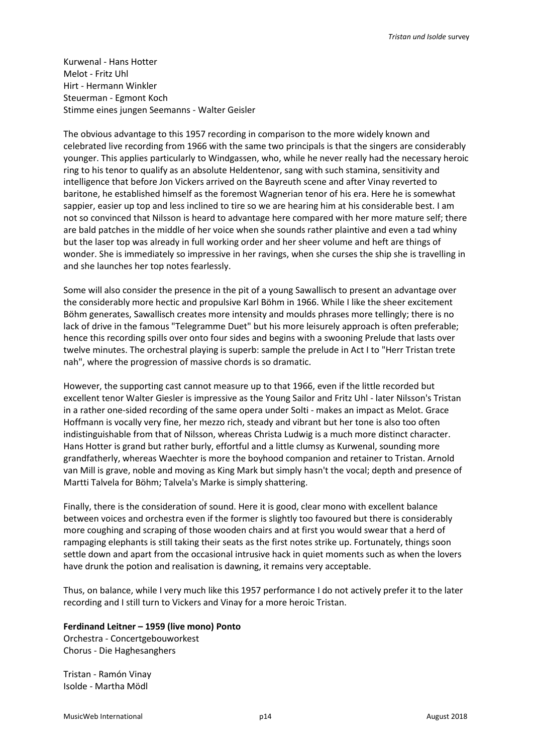Kurwenal - Hans Hotter
Melot - Fritz Uhl
Hirt - Hermann Winkler
Steuerman - Egmont Koch
Stimme eines jungen Seemanns - Walter Geisler

The obvious advantage to this 1957 recording in comparison to the more widely known and celebrated live recording from 1966 with the same two principals is that the singers are considerably younger. This applies particularly to Windgassen, who, while he never really had the necessary heroic ring to his tenor to qualify as an absolute Heldentenor, sang with such stamina, sensitivity and intelligence that before Jon Vickers arrived on the Bayreuth scene and after Vinay reverted to baritone, he established himself as the foremost Wagnerian tenor of his era. Here he is somewhat sappier, easier up top and less inclined to tire so we are hearing him at his considerable best. I am not so convinced that Nilsson is heard to advantage here compared with her more mature self; there are bald patches in the middle of her voice when she sounds rather plaintive and even a tad whiny but the laser top was already in full working order and her sheer volume and heft are things of wonder. She is immediately so impressive in her ravings, when she curses the ship she is travelling in and she launches her top notes fearlessly.

Some will also consider the presence in the pit of a young Sawallisch to present an advantage over the considerably more hectic and propulsive Karl Böhm in 1966. While I like the sheer excitement Böhm generates, Sawallisch creates more intensity and moulds phrases more tellingly; there is no lack of drive in the famous "Telegramme Duet" but his more leisurely approach is often preferable; hence this recording spills over onto four sides and begins with a swooning Prelude that lasts over twelve minutes. The orchestral playing is superb: sample the prelude in Act I to "Herr Tristan trete nah", where the progression of massive chords is so dramatic.

However, the supporting cast cannot measure up to that 1966, even if the little recorded but excellent tenor Walter Giesler is impressive as the Young Sailor and Fritz Uhl - later Nilsson's Tristan in a rather one-sided recording of the same opera under Solti - makes an impact as Melot. Grace Hoffmann is vocally very fine, her mezzo rich, steady and vibrant but her tone is also too often indistinguishable from that of Nilsson, whereas Christa Ludwig is a much more distinct character. Hans Hotter is grand but rather burly, effortful and a little clumsy as Kurwenal, sounding more grandfatherly, whereas Waechter is more the boyhood companion and retainer to Tristan. Arnold van Mill is grave, noble and moving as King Mark but simply hasn't the vocal; depth and presence of Martti Talvela for Böhm; Talvela's Marke is simply shattering.

Finally, there is the consideration of sound. Here it is good, clear mono with excellent balance between voices and orchestra even if the former is slightly too favoured but there is considerably more coughing and scraping of those wooden chairs and at first you would swear that a herd of rampaging elephants is still taking their seats as the first notes strike up. Fortunately, things soon settle down and apart from the occasional intrusive hack in quiet moments such as when the lovers have drunk the potion and realisation is dawning, it remains very acceptable.

Thus, on balance, while I very much like this 1957 performance I do not actively prefer it to the later recording and I still turn to Vickers and Vinay for a more heroic Tristan.

**Ferdinand Leitner – 1959 (live mono) Ponto**
Orchestra - Concertgebouworkest
Chorus - Die Haghesanghers

Tristan - Ramón Vinay
Isolde - Martha Mödl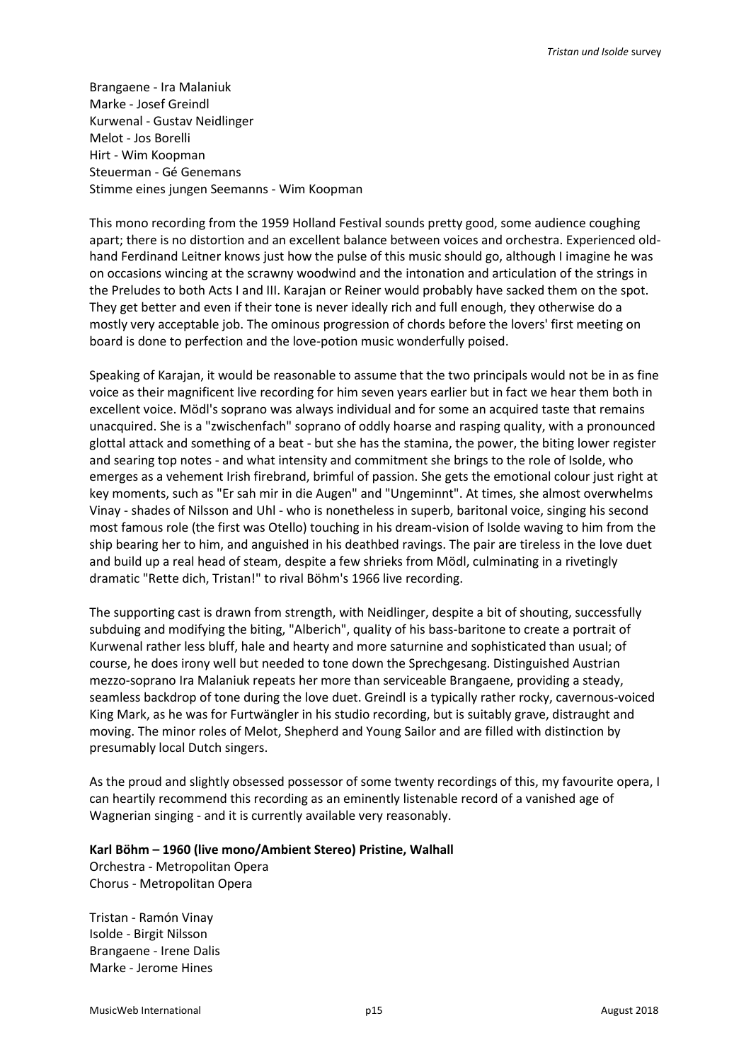Brangaene - Ira Malaniuk
Marke - Josef Greindl
Kurwenal - Gustav Neidlinger
Melot - Jos Borelli
Hirt - Wim Koopman
Steuerman - Gé Genemans
Stimme eines jungen Seemanns - Wim Koopman

This mono recording from the 1959 Holland Festival sounds pretty good, some audience coughing apart; there is no distortion and an excellent balance between voices and orchestra. Experienced old-hand Ferdinand Leitner knows just how the pulse of this music should go, although I imagine he was on occasions wincing at the scrawny woodwind and the intonation and articulation of the strings in the Preludes to both Acts I and III. Karajan or Reiner would probably have sacked them on the spot. They get better and even if their tone is never ideally rich and full enough, they otherwise do a mostly very acceptable job. The ominous progression of chords before the lovers' first meeting on board is done to perfection and the love-potion music wonderfully poised.

Speaking of Karajan, it would be reasonable to assume that the two principals would not be in as fine voice as their magnificent live recording for him seven years earlier but in fact we hear them both in excellent voice. Mödl's soprano was always individual and for some an acquired taste that remains unacquired. She is a "zwischenfach" soprano of oddly hoarse and rasping quality, with a pronounced glottal attack and something of a beat - but she has the stamina, the power, the biting lower register and searing top notes - and what intensity and commitment she brings to the role of Isolde, who emerges as a vehement Irish firebrand, brimful of passion. She gets the emotional colour just right at key moments, such as "Er sah mir in die Augen" and "Ungeminnt". At times, she almost overwhelms Vinay - shades of Nilsson and Uhl - who is nonetheless in superb, baritonal voice, singing his second most famous role (the first was Otello) touching in his dream-vision of Isolde waving to him from the ship bearing her to him, and anguished in his deathbed ravings. The pair are tireless in the love duet and build up a real head of steam, despite a few shrieks from Mödl, culminating in a rivetingly dramatic "Rette dich, Tristan!" to rival Böhm's 1966 live recording.

The supporting cast is drawn from strength, with Neidlinger, despite a bit of shouting, successfully subduing and modifying the biting, "Alberich", quality of his bass-baritone to create a portrait of Kurwenal rather less bluff, hale and hearty and more saturnine and sophisticated than usual; of course, he does irony well but needed to tone down the Sprechgesang. Distinguished Austrian mezzo-soprano Ira Malaniuk repeats her more than serviceable Brangaene, providing a steady, seamless backdrop of tone during the love duet. Greindl is a typically rather rocky, cavernous-voiced King Mark, as he was for Furtwängler in his studio recording, but is suitably grave, distraught and moving. The minor roles of Melot, Shepherd and Young Sailor and are filled with distinction by presumably local Dutch singers.

As the proud and slightly obsessed possessor of some twenty recordings of this, my favourite opera, I can heartily recommend this recording as an eminently listenable record of a vanished age of Wagnerian singing - and it is currently available very reasonably.

**Karl Böhm – 1960 (live mono/Ambient Stereo) Pristine, Walhall**
Orchestra - Metropolitan Opera
Chorus - Metropolitan Opera

Tristan - Ramón Vinay
Isolde - Birgit Nilsson
Brangaene - Irene Dalis
Marke - Jerome Hines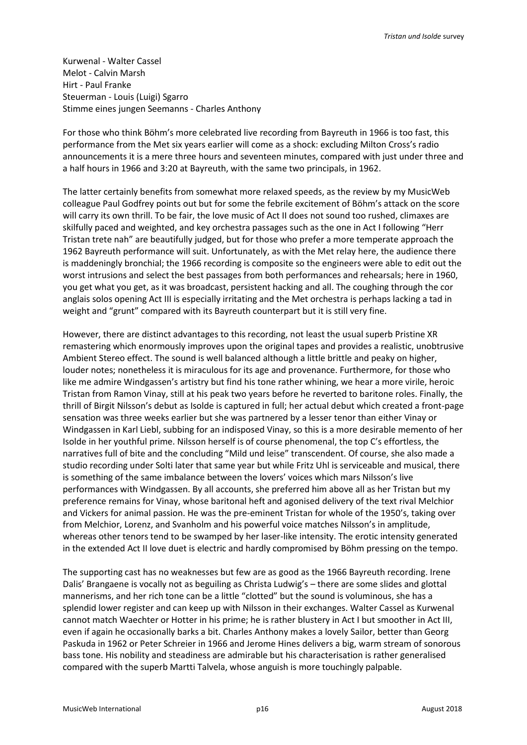Kurwenal - Walter Cassel
Melot - Calvin Marsh
Hirt - Paul Franke
Steuerman - Louis (Luigi) Sgarro
Stimme eines jungen Seemanns - Charles Anthony

For those who think Böhm's more celebrated live recording from Bayreuth in 1966 is too fast, this performance from the Met six years earlier will come as a shock: excluding Milton Cross's radio announcements it is a mere three hours and seventeen minutes, compared with just under three and a half hours in 1966 and 3:20 at Bayreuth, with the same two principals, in 1962.

The latter certainly benefits from somewhat more relaxed speeds, as the review by my MusicWeb colleague Paul Godfrey points out but for some the febrile excitement of Böhm's attack on the score will carry its own thrill. To be fair, the love music of Act II does not sound too rushed, climaxes are skilfully paced and weighted, and key orchestra passages such as the one in Act I following "Herr Tristan trete nah" are beautifully judged, but for those who prefer a more temperate approach the 1962 Bayreuth performance will suit. Unfortunately, as with the Met relay here, the audience there is maddeningly bronchial; the 1966 recording is composite so the engineers were able to edit out the worst intrusions and select the best passages from both performances and rehearsals; here in 1960, you get what you get, as it was broadcast, persistent hacking and all. The coughing through the cor anglais solos opening Act III is especially irritating and the Met orchestra is perhaps lacking a tad in weight and "grunt" compared with its Bayreuth counterpart but it is still very fine.

However, there are distinct advantages to this recording, not least the usual superb Pristine XR remastering which enormously improves upon the original tapes and provides a realistic, unobtrusive Ambient Stereo effect. The sound is well balanced although a little brittle and peaky on higher, louder notes; nonetheless it is miraculous for its age and provenance. Furthermore, for those who like me admire Windgassen's artistry but find his tone rather whining, we hear a more virile, heroic Tristan from Ramon Vinay, still at his peak two years before he reverted to baritone roles. Finally, the thrill of Birgit Nilsson's debut as Isolde is captured in full; her actual debut which created a front-page sensation was three weeks earlier but she was partnered by a lesser tenor than either Vinay or Windgassen in Karl Liebl, subbing for an indisposed Vinay, so this is a more desirable memento of her Isolde in her youthful prime. Nilsson herself is of course phenomenal, the top C's effortless, the narratives full of bite and the concluding "Mild und leise" transcendent. Of course, she also made a studio recording under Solti later that same year but while Fritz Uhl is serviceable and musical, there is something of the same imbalance between the lovers' voices which mars Nilsson's live performances with Windgassen. By all accounts, she preferred him above all as her Tristan but my preference remains for Vinay, whose baritonal heft and agonised delivery of the text rival Melchior and Vickers for animal passion. He was the pre-eminent Tristan for whole of the 1950's, taking over from Melchior, Lorenz, and Svanholm and his powerful voice matches Nilsson's in amplitude, whereas other tenors tend to be swamped by her laser-like intensity. The erotic intensity generated in the extended Act II love duet is electric and hardly compromised by Böhm pressing on the tempo.

The supporting cast has no weaknesses but few are as good as the 1966 Bayreuth recording. Irene Dalis' Brangaene is vocally not as beguiling as Christa Ludwig's – there are some slides and glottal mannerisms, and her rich tone can be a little "clotted" but the sound is voluminous, she has a splendid lower register and can keep up with Nilsson in their exchanges. Walter Cassel as Kurwenal cannot match Waechter or Hotter in his prime; he is rather blustery in Act I but smoother in Act III, even if again he occasionally barks a bit. Charles Anthony makes a lovely Sailor, better than Georg Paskuda in 1962 or Peter Schreier in 1966 and Jerome Hines delivers a big, warm stream of sonorous bass tone. His nobility and steadiness are admirable but his characterisation is rather generalised compared with the superb Martti Talvela, whose anguish is more touchingly palpable.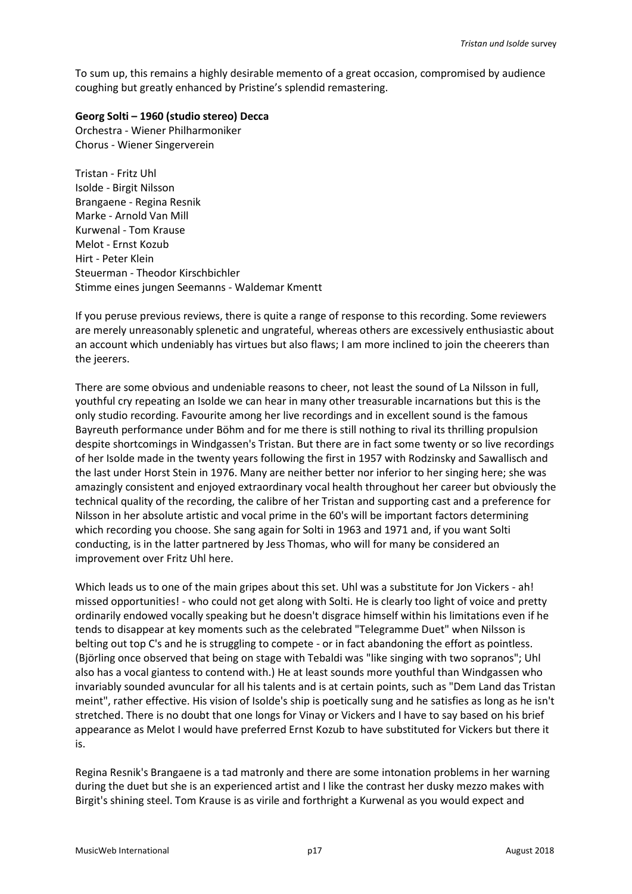To sum up, this remains a highly desirable memento of a great occasion, compromised by audience coughing but greatly enhanced by Pristine's splendid remastering.

**Georg Solti – 1960 (studio stereo) Decca**
Orchestra - Wiener Philharmoniker
Chorus - Wiener Singerverein

Tristan - Fritz Uhl
Isolde - Birgit Nilsson
Brangaene - Regina Resnik
Marke - Arnold Van Mill
Kurwenal - Tom Krause
Melot - Ernst Kozub
Hirt - Peter Klein
Steuerman - Theodor Kirschbichler
Stimme eines jungen Seemanns - Waldemar Kmentt

If you peruse previous reviews, there is quite a range of response to this recording. Some reviewers are merely unreasonably splenetic and ungrateful, whereas others are excessively enthusiastic about an account which undeniably has virtues but also flaws; I am more inclined to join the cheerers than the jeerers.

There are some obvious and undeniable reasons to cheer, not least the sound of La Nilsson in full, youthful cry repeating an Isolde we can hear in many other treasurable incarnations but this is the only studio recording. Favourite among her live recordings and in excellent sound is the famous Bayreuth performance under Böhm and for me there is still nothing to rival its thrilling propulsion despite shortcomings in Windgassen's Tristan. But there are in fact some twenty or so live recordings of her Isolde made in the twenty years following the first in 1957 with Rodzinsky and Sawallisch and the last under Horst Stein in 1976. Many are neither better nor inferior to her singing here; she was amazingly consistent and enjoyed extraordinary vocal health throughout her career but obviously the technical quality of the recording, the calibre of her Tristan and supporting cast and a preference for Nilsson in her absolute artistic and vocal prime in the 60's will be important factors determining which recording you choose. She sang again for Solti in 1963 and 1971 and, if you want Solti conducting, is in the latter partnered by Jess Thomas, who will for many be considered an improvement over Fritz Uhl here.

Which leads us to one of the main gripes about this set. Uhl was a substitute for Jon Vickers - ah! missed opportunities! - who could not get along with Solti. He is clearly too light of voice and pretty ordinarily endowed vocally speaking but he doesn't disgrace himself within his limitations even if he tends to disappear at key moments such as the celebrated "Telegramme Duet" when Nilsson is belting out top C's and he is struggling to compete - or in fact abandoning the effort as pointless. (Björling once observed that being on stage with Tebaldi was "like singing with two sopranos"; Uhl also has a vocal giantess to contend with.) He at least sounds more youthful than Windgassen who invariably sounded avuncular for all his talents and is at certain points, such as "Dem Land das Tristan meint", rather effective. His vision of Isolde's ship is poetically sung and he satisfies as long as he isn't stretched. There is no doubt that one longs for Vinay or Vickers and I have to say based on his brief appearance as Melot I would have preferred Ernst Kozub to have substituted for Vickers but there it is.

Regina Resnik's Brangaene is a tad matronly and there are some intonation problems in her warning during the duet but she is an experienced artist and I like the contrast her dusky mezzo makes with Birgit's shining steel. Tom Krause is as virile and forthright a Kurwenal as you would expect and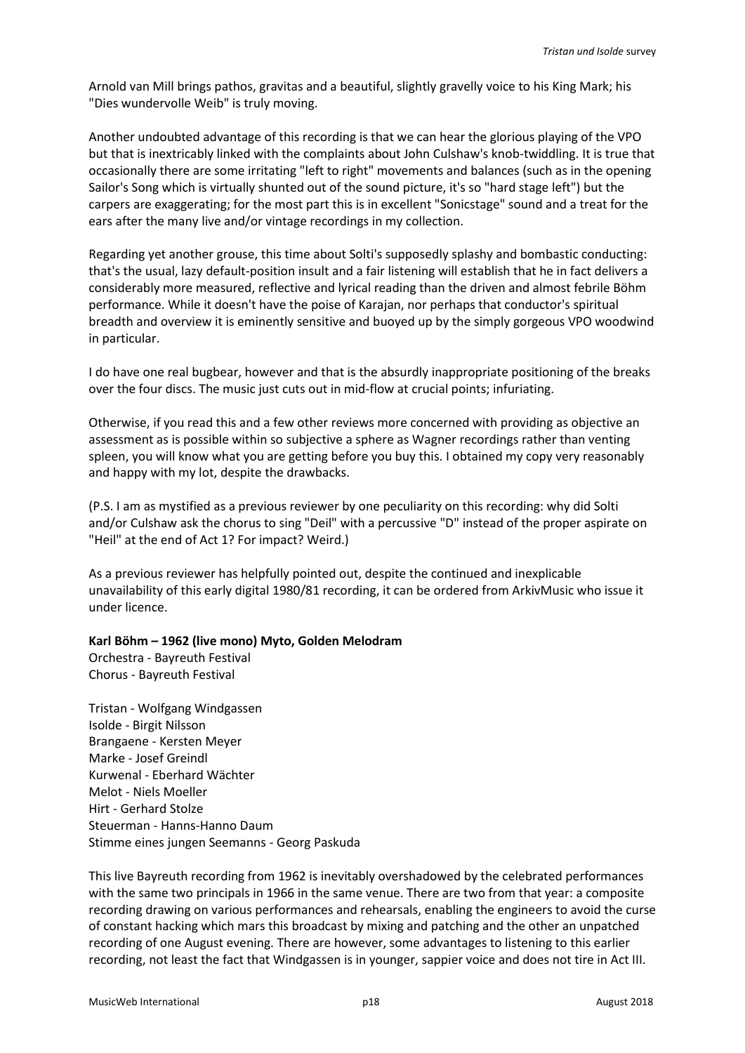Arnold van Mill brings pathos, gravitas and a beautiful, slightly gravelly voice to his King Mark; his "Dies wundervolle Weib" is truly moving.

Another undoubted advantage of this recording is that we can hear the glorious playing of the VPO but that is inextricably linked with the complaints about John Culshaw's knob-twiddling. It is true that occasionally there are some irritating "left to right" movements and balances (such as in the opening Sailor's Song which is virtually shunted out of the sound picture, it's so "hard stage left") but the carpers are exaggerating; for the most part this is in excellent "Sonicstage" sound and a treat for the ears after the many live and/or vintage recordings in my collection.

Regarding yet another grouse, this time about Solti's supposedly splashy and bombastic conducting: that's the usual, lazy default-position insult and a fair listening will establish that he in fact delivers a considerably more measured, reflective and lyrical reading than the driven and almost febrile Böhm performance. While it doesn't have the poise of Karajan, nor perhaps that conductor's spiritual breadth and overview it is eminently sensitive and buoyed up by the simply gorgeous VPO woodwind in particular.

I do have one real bugbear, however and that is the absurdly inappropriate positioning of the breaks over the four discs. The music just cuts out in mid-flow at crucial points; infuriating.

Otherwise, if you read this and a few other reviews more concerned with providing as objective an assessment as is possible within so subjective a sphere as Wagner recordings rather than venting spleen, you will know what you are getting before you buy this. I obtained my copy very reasonably and happy with my lot, despite the drawbacks.

(P.S. I am as mystified as a previous reviewer by one peculiarity on this recording: why did Solti and/or Culshaw ask the chorus to sing "Deil" with a percussive "D" instead of the proper aspirate on "Heil" at the end of Act 1? For impact? Weird.)

As a previous reviewer has helpfully pointed out, despite the continued and inexplicable unavailability of this early digital 1980/81 recording, it can be ordered from ArkivMusic who issue it under licence.

**Karl Böhm – 1962 (live mono) Myto, Golden Melodram**
Orchestra - Bayreuth Festival
Chorus - Bayreuth Festival

Tristan - Wolfgang Windgassen
Isolde - Birgit Nilsson
Brangaene - Kersten Meyer
Marke - Josef Greindl
Kurwenal - Eberhard Wächter
Melot - Niels Moeller
Hirt - Gerhard Stolze
Steuerman - Hanns-Hanno Daum
Stimme eines jungen Seemanns - Georg Paskuda

This live Bayreuth recording from 1962 is inevitably overshadowed by the celebrated performances with the same two principals in 1966 in the same venue. There are two from that year: a composite recording drawing on various performances and rehearsals, enabling the engineers to avoid the curse of constant hacking which mars this broadcast by mixing and patching and the other an unpatched recording of one August evening. There are however, some advantages to listening to this earlier recording, not least the fact that Windgassen is in younger, sappier voice and does not tire in Act III.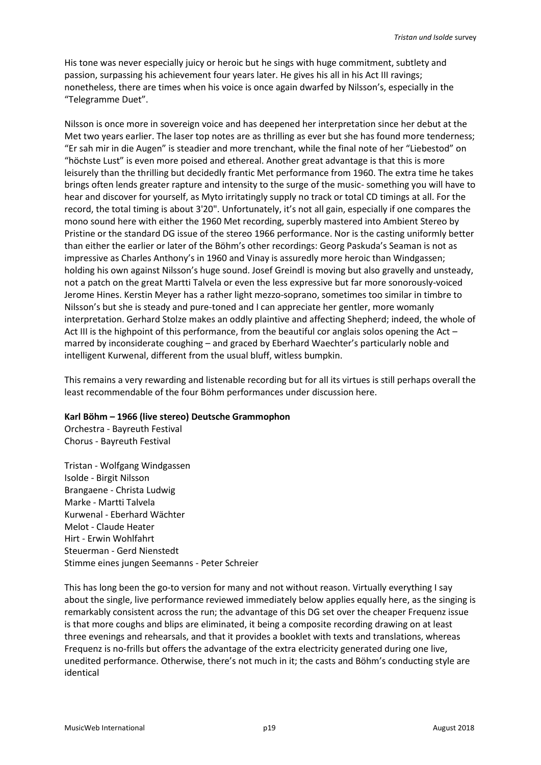His tone was never especially juicy or heroic but he sings with huge commitment, subtlety and passion, surpassing his achievement four years later. He gives his all in his Act III ravings; nonetheless, there are times when his voice is once again dwarfed by Nilsson's, especially in the "Telegramme Duet".

Nilsson is once more in sovereign voice and has deepened her interpretation since her debut at the Met two years earlier. The laser top notes are as thrilling as ever but she has found more tenderness; "Er sah mir in die Augen" is steadier and more trenchant, while the final note of her "Liebestod" on "höchste Lust" is even more poised and ethereal. Another great advantage is that this is more leisurely than the thrilling but decidedly frantic Met performance from 1960. The extra time he takes brings often lends greater rapture and intensity to the surge of the music- something you will have to hear and discover for yourself, as Myto irritatingly supply no track or total CD timings at all. For the record, the total timing is about 3'20". Unfortunately, it's not all gain, especially if one compares the mono sound here with either the 1960 Met recording, superbly mastered into Ambient Stereo by Pristine or the standard DG issue of the stereo 1966 performance. Nor is the casting uniformly better than either the earlier or later of the Böhm's other recordings: Georg Paskuda's Seaman is not as impressive as Charles Anthony's in 1960 and Vinay is assuredly more heroic than Windgassen; holding his own against Nilsson's huge sound. Josef Greindl is moving but also gravelly and unsteady, not a patch on the great Martti Talvela or even the less expressive but far more sonorously-voiced Jerome Hines. Kerstin Meyer has a rather light mezzo-soprano, sometimes too similar in timbre to Nilsson's but she is steady and pure-toned and I can appreciate her gentler, more womanly interpretation. Gerhard Stolze makes an oddly plaintive and affecting Shepherd; indeed, the whole of Act III is the highpoint of this performance, from the beautiful cor anglais solos opening the Act – marred by inconsiderate coughing – and graced by Eberhard Waechter's particularly noble and intelligent Kurwenal, different from the usual bluff, witless bumpkin.

This remains a very rewarding and listenable recording but for all its virtues is still perhaps overall the least recommendable of the four Böhm performances under discussion here.

**Karl Böhm – 1966 (live stereo) Deutsche Grammophon**
Orchestra - Bayreuth Festival
Chorus - Bayreuth Festival

Tristan - Wolfgang Windgassen
Isolde - Birgit Nilsson
Brangaene - Christa Ludwig
Marke - Martti Talvela
Kurwenal - Eberhard Wächter
Melot - Claude Heater
Hirt - Erwin Wohlfahrt
Steuerman - Gerd Nienstedt
Stimme eines jungen Seemanns - Peter Schreier

This has long been the go-to version for many and not without reason. Virtually everything I say about the single, live performance reviewed immediately below applies equally here, as the singing is remarkably consistent across the run; the advantage of this DG set over the cheaper Frequenz issue is that more coughs and blips are eliminated, it being a composite recording drawing on at least three evenings and rehearsals, and that it provides a booklet with texts and translations, whereas Frequenz is no-frills but offers the advantage of the extra electricity generated during one live, unedited performance. Otherwise, there's not much in it; the casts and Böhm's conducting style are identical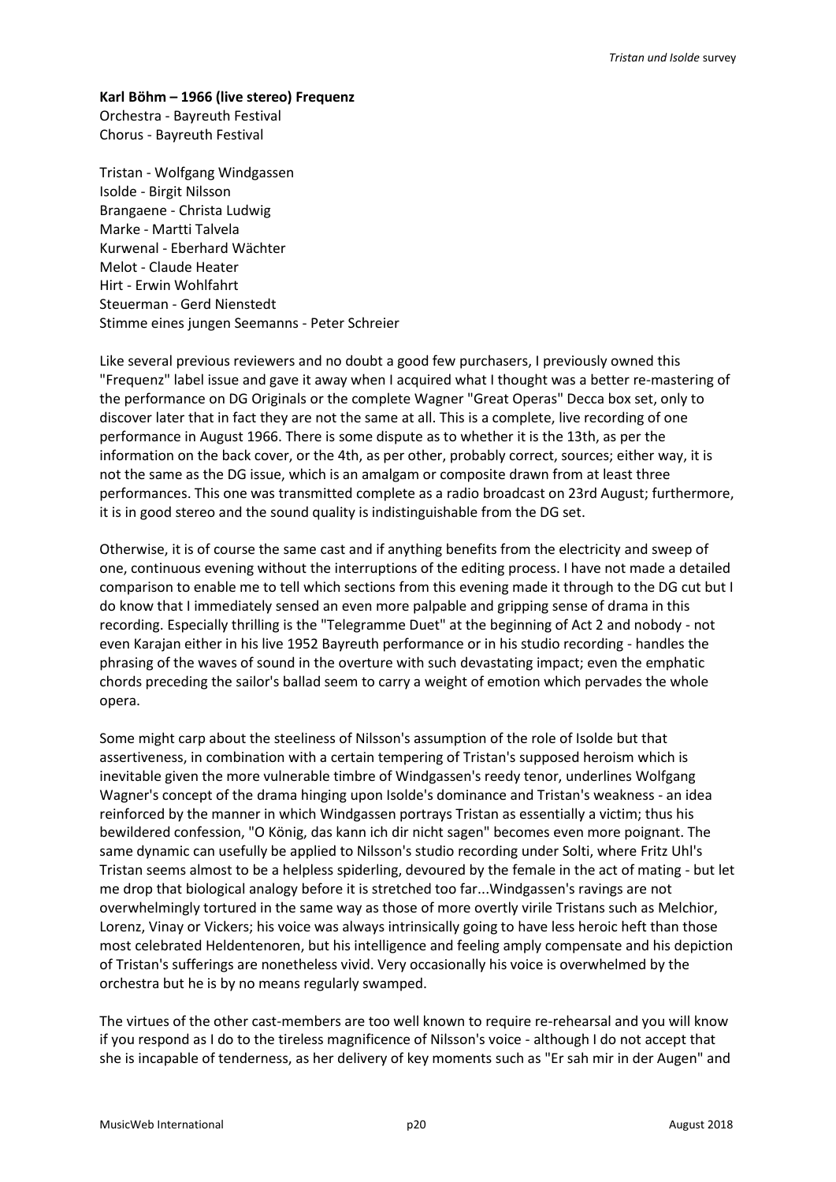**Karl Böhm – 1966 (live stereo) Frequenz**
Orchestra - Bayreuth Festival
Chorus - Bayreuth Festival

Tristan - Wolfgang Windgassen
Isolde - Birgit Nilsson
Brangaene - Christa Ludwig
Marke - Martti Talvela
Kurwenal - Eberhard Wächter
Melot - Claude Heater
Hirt - Erwin Wohlfahrt
Steuerman - Gerd Nienstedt
Stimme eines jungen Seemanns - Peter Schreier

Like several previous reviewers and no doubt a good few purchasers, I previously owned this "Frequenz" label issue and gave it away when I acquired what I thought was a better re-mastering of the performance on DG Originals or the complete Wagner "Great Operas" Decca box set, only to discover later that in fact they are not the same at all. This is a complete, live recording of one performance in August 1966. There is some dispute as to whether it is the 13th, as per the information on the back cover, or the 4th, as per other, probably correct, sources; either way, it is not the same as the DG issue, which is an amalgam or composite drawn from at least three performances. This one was transmitted complete as a radio broadcast on 23rd August; furthermore, it is in good stereo and the sound quality is indistinguishable from the DG set.

Otherwise, it is of course the same cast and if anything benefits from the electricity and sweep of one, continuous evening without the interruptions of the editing process. I have not made a detailed comparison to enable me to tell which sections from this evening made it through to the DG cut but I do know that I immediately sensed an even more palpable and gripping sense of drama in this recording. Especially thrilling is the "Telegramme Duet" at the beginning of Act 2 and nobody - not even Karajan either in his live 1952 Bayreuth performance or in his studio recording - handles the phrasing of the waves of sound in the overture with such devastating impact; even the emphatic chords preceding the sailor's ballad seem to carry a weight of emotion which pervades the whole opera.

Some might carp about the steeliness of Nilsson's assumption of the role of Isolde but that assertiveness, in combination with a certain tempering of Tristan's supposed heroism which is inevitable given the more vulnerable timbre of Windgassen's reedy tenor, underlines Wolfgang Wagner's concept of the drama hinging upon Isolde's dominance and Tristan's weakness - an idea reinforced by the manner in which Windgassen portrays Tristan as essentially a victim; thus his bewildered confession, "O König, das kann ich dir nicht sagen" becomes even more poignant. The same dynamic can usefully be applied to Nilsson's studio recording under Solti, where Fritz Uhl's Tristan seems almost to be a helpless spiderling, devoured by the female in the act of mating - but let me drop that biological analogy before it is stretched too far...Windgassen's ravings are not overwhelmingly tortured in the same way as those of more overtly virile Tristans such as Melchior, Lorenz, Vinay or Vickers; his voice was always intrinsically going to have less heroic heft than those most celebrated Heldentenoren, but his intelligence and feeling amply compensate and his depiction of Tristan's sufferings are nonetheless vivid. Very occasionally his voice is overwhelmed by the orchestra but he is by no means regularly swamped.

The virtues of the other cast-members are too well known to require re-rehearsal and you will know if you respond as I do to the tireless magnificence of Nilsson's voice - although I do not accept that she is incapable of tenderness, as her delivery of key moments such as "Er sah mir in der Augen" and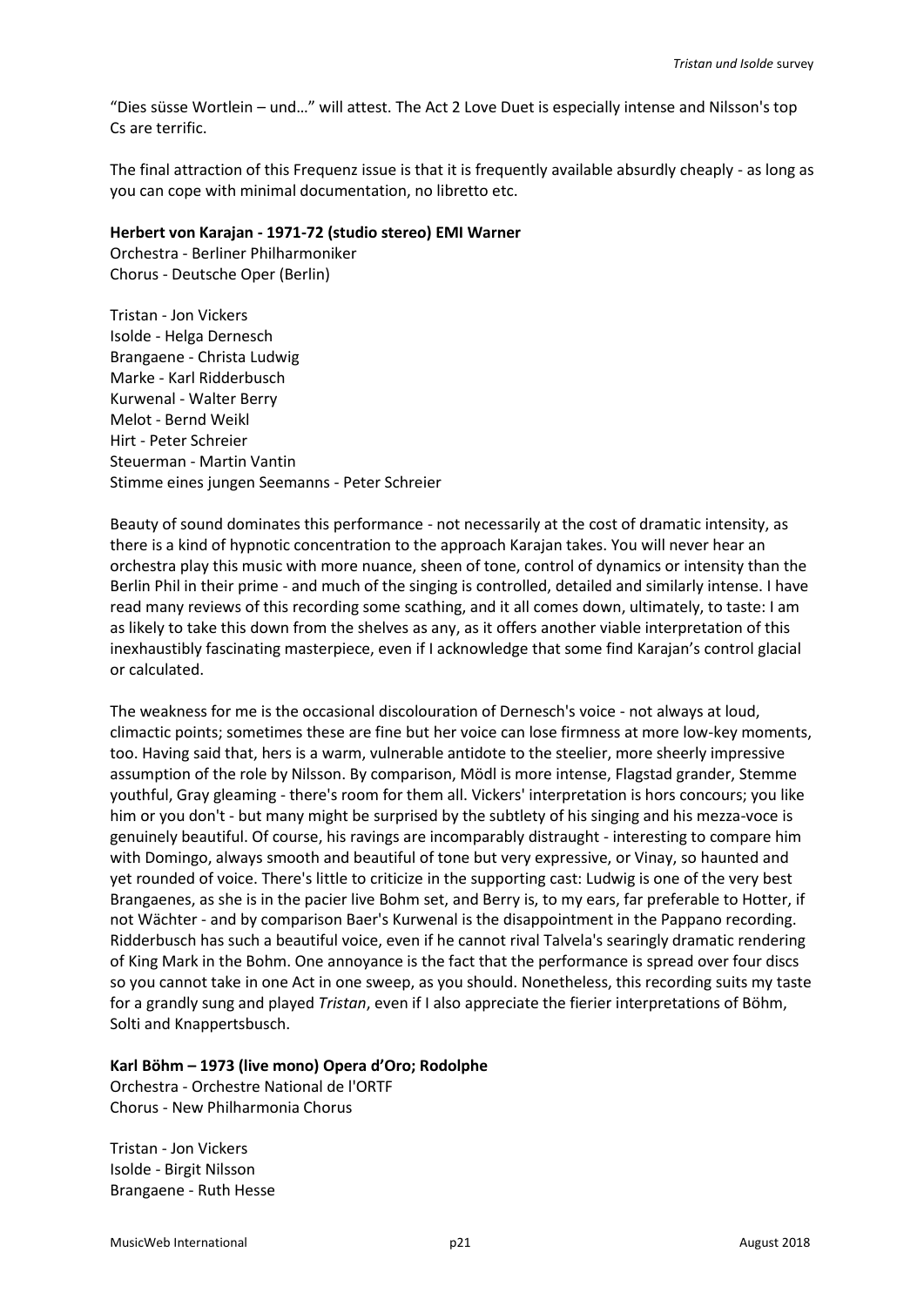"Dies süsse Wortlein – und…" will attest. The Act 2 Love Duet is especially intense and Nilsson's top Cs are terrific.

The final attraction of this Frequenz issue is that it is frequently available absurdly cheaply - as long as you can cope with minimal documentation, no libretto etc.

**Herbert von Karajan - 1971-72 (studio stereo) EMI Warner**
Orchestra - Berliner Philharmoniker
Chorus - Deutsche Oper (Berlin)

Tristan - Jon Vickers
Isolde - Helga Dernesch
Brangaene - Christa Ludwig
Marke - Karl Ridderbusch
Kurwenal - Walter Berry
Melot - Bernd Weikl
Hirt - Peter Schreier
Steuerman - Martin Vantin
Stimme eines jungen Seemanns - Peter Schreier

Beauty of sound dominates this performance - not necessarily at the cost of dramatic intensity, as there is a kind of hypnotic concentration to the approach Karajan takes. You will never hear an orchestra play this music with more nuance, sheen of tone, control of dynamics or intensity than the Berlin Phil in their prime - and much of the singing is controlled, detailed and similarly intense. I have read many reviews of this recording some scathing, and it all comes down, ultimately, to taste: I am as likely to take this down from the shelves as any, as it offers another viable interpretation of this inexhaustibly fascinating masterpiece, even if I acknowledge that some find Karajan's control glacial or calculated.

The weakness for me is the occasional discolouration of Dernesch's voice - not always at loud, climactic points; sometimes these are fine but her voice can lose firmness at more low-key moments, too. Having said that, hers is a warm, vulnerable antidote to the steelier, more sheerly impressive assumption of the role by Nilsson. By comparison, Mödl is more intense, Flagstad grander, Stemme youthful, Gray gleaming - there's room for them all. Vickers' interpretation is hors concours; you like him or you don't - but many might be surprised by the subtlety of his singing and his mezza-voce is genuinely beautiful. Of course, his ravings are incomparably distraught - interesting to compare him with Domingo, always smooth and beautiful of tone but very expressive, or Vinay, so haunted and yet rounded of voice. There's little to criticize in the supporting cast: Ludwig is one of the very best Brangaenes, as she is in the pacier live Bohm set, and Berry is, to my ears, far preferable to Hotter, if not Wächter - and by comparison Baer's Kurwenal is the disappointment in the Pappano recording. Ridderbusch has such a beautiful voice, even if he cannot rival Talvela's searingly dramatic rendering of King Mark in the Bohm. One annoyance is the fact that the performance is spread over four discs so you cannot take in one Act in one sweep, as you should. Nonetheless, this recording suits my taste for a grandly sung and played *Tristan*, even if I also appreciate the fierier interpretations of Böhm, Solti and Knappertsbusch.

**Karl Böhm – 1973 (live mono) Opera d'Oro; Rodolphe**
Orchestra - Orchestre National de l'ORTF
Chorus - New Philharmonia Chorus

Tristan - Jon Vickers
Isolde - Birgit Nilsson
Brangaene - Ruth Hesse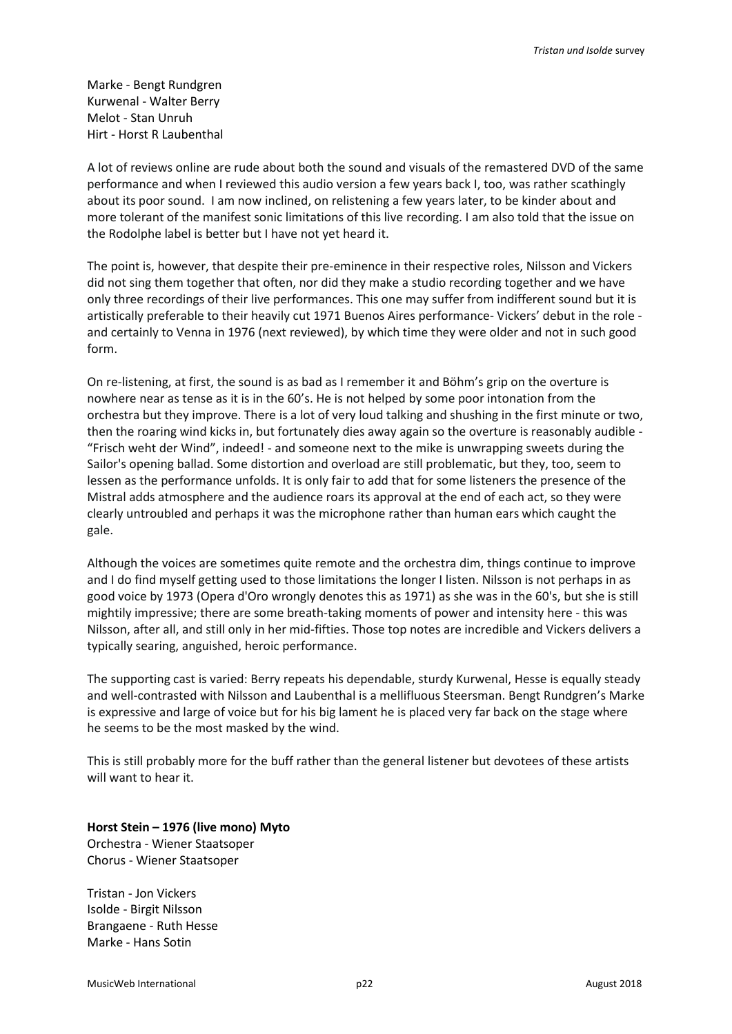Marke - Bengt Rundgren
Kurwenal - Walter Berry
Melot - Stan Unruh
Hirt - Horst R Laubenthal

A lot of reviews online are rude about both the sound and visuals of the remastered DVD of the same performance and when I reviewed this audio version a few years back I, too, was rather scathingly about its poor sound. I am now inclined, on relistening a few years later, to be kinder about and more tolerant of the manifest sonic limitations of this live recording. I am also told that the issue on the Rodolphe label is better but I have not yet heard it.

The point is, however, that despite their pre-eminence in their respective roles, Nilsson and Vickers did not sing them together that often, nor did they make a studio recording together and we have only three recordings of their live performances. This one may suffer from indifferent sound but it is artistically preferable to their heavily cut 1971 Buenos Aires performance- Vickers' debut in the role - and certainly to Venna in 1976 (next reviewed), by which time they were older and not in such good form.

On re-listening, at first, the sound is as bad as I remember it and Böhm's grip on the overture is nowhere near as tense as it is in the 60's. He is not helped by some poor intonation from the orchestra but they improve. There is a lot of very loud talking and shushing in the first minute or two, then the roaring wind kicks in, but fortunately dies away again so the overture is reasonably audible - "Frisch weht der Wind", indeed! - and someone next to the mike is unwrapping sweets during the Sailor's opening ballad. Some distortion and overload are still problematic, but they, too, seem to lessen as the performance unfolds. It is only fair to add that for some listeners the presence of the Mistral adds atmosphere and the audience roars its approval at the end of each act, so they were clearly untroubled and perhaps it was the microphone rather than human ears which caught the gale.

Although the voices are sometimes quite remote and the orchestra dim, things continue to improve and I do find myself getting used to those limitations the longer I listen. Nilsson is not perhaps in as good voice by 1973 (Opera d'Oro wrongly denotes this as 1971) as she was in the 60's, but she is still mightily impressive; there are some breath-taking moments of power and intensity here - this was Nilsson, after all, and still only in her mid-fifties. Those top notes are incredible and Vickers delivers a typically searing, anguished, heroic performance.

The supporting cast is varied: Berry repeats his dependable, sturdy Kurwenal, Hesse is equally steady and well-contrasted with Nilsson and Laubenthal is a mellifluous Steersman. Bengt Rundgren's Marke is expressive and large of voice but for his big lament he is placed very far back on the stage where he seems to be the most masked by the wind.

This is still probably more for the buff rather than the general listener but devotees of these artists will want to hear it.

**Horst Stein – 1976 (live mono) Myto**
Orchestra - Wiener Staatsoper
Chorus - Wiener Staatsoper

Tristan - Jon Vickers
Isolde - Birgit Nilsson
Brangaene - Ruth Hesse
Marke - Hans Sotin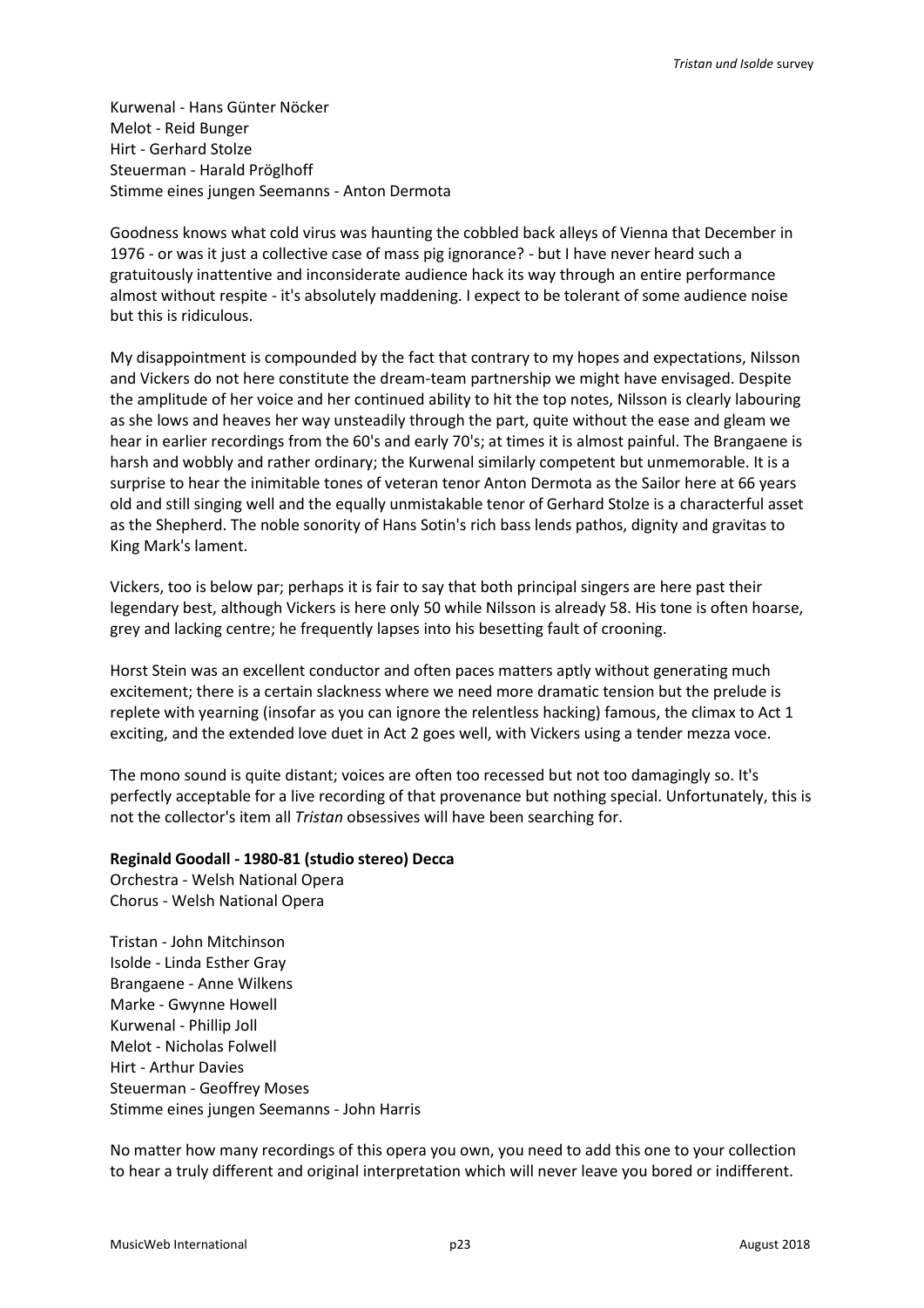Kurwenal - Hans Günter Nöcker
Melot - Reid Bunger
Hirt - Gerhard Stolze
Steuerman - Harald Pröglhoff
Stimme eines jungen Seemanns - Anton Dermota

Goodness knows what cold virus was haunting the cobbled back alleys of Vienna that December in 1976 - or was it just a collective case of mass pig ignorance? - but I have never heard such a gratuitously inattentive and inconsiderate audience hack its way through an entire performance almost without respite - it's absolutely maddening. I expect to be tolerant of some audience noise but this is ridiculous.

My disappointment is compounded by the fact that contrary to my hopes and expectations, Nilsson and Vickers do not here constitute the dream-team partnership we might have envisaged. Despite the amplitude of her voice and her continued ability to hit the top notes, Nilsson is clearly labouring as she lows and heaves her way unsteadily through the part, quite without the ease and gleam we hear in earlier recordings from the 60's and early 70's; at times it is almost painful. The Brangaene is harsh and wobbly and rather ordinary; the Kurwenal similarly competent but unmemorable. It is a surprise to hear the inimitable tones of veteran tenor Anton Dermota as the Sailor here at 66 years old and still singing well and the equally unmistakable tenor of Gerhard Stolze is a characterful asset as the Shepherd. The noble sonority of Hans Sotin's rich bass lends pathos, dignity and gravitas to King Mark's lament.

Vickers, too is below par; perhaps it is fair to say that both principal singers are here past their legendary best, although Vickers is here only 50 while Nilsson is already 58. His tone is often hoarse, grey and lacking centre; he frequently lapses into his besetting fault of crooning.

Horst Stein was an excellent conductor and often paces matters aptly without generating much excitement; there is a certain slackness where we need more dramatic tension but the prelude is replete with yearning (insofar as you can ignore the relentless hacking) famous, the climax to Act 1 exciting, and the extended love duet in Act 2 goes well, with Vickers using a tender mezza voce.

The mono sound is quite distant; voices are often too recessed but not too damagingly so. It's perfectly acceptable for a live recording of that provenance but nothing special. Unfortunately, this is not the collector's item all *Tristan* obsessives will have been searching for.

**Reginald Goodall - 1980-81 (studio stereo) Decca**
Orchestra - Welsh National Opera
Chorus - Welsh National Opera

Tristan - John Mitchinson
Isolde - Linda Esther Gray
Brangaene - Anne Wilkens
Marke - Gwynne Howell
Kurwenal - Phillip Joll
Melot - Nicholas Folwell
Hirt - Arthur Davies
Steuerman - Geoffrey Moses
Stimme eines jungen Seemanns - John Harris

No matter how many recordings of this opera you own, you need to add this one to your collection to hear a truly different and original interpretation which will never leave you bored or indifferent.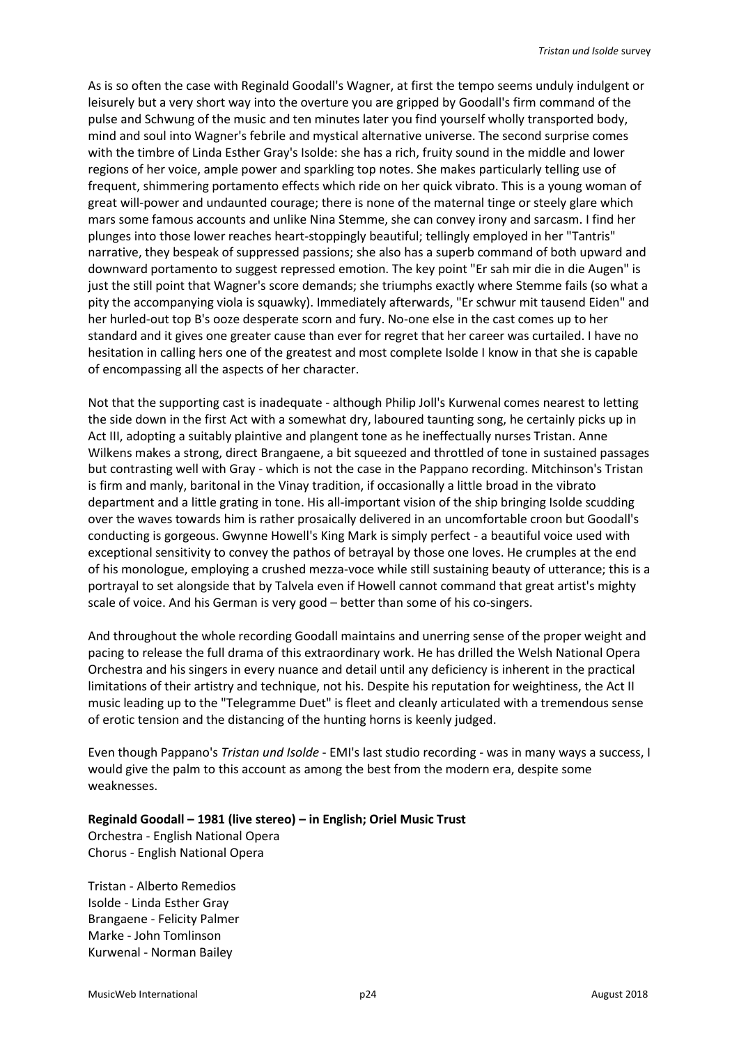As is so often the case with Reginald Goodall's Wagner, at first the tempo seems unduly indulgent or leisurely but a very short way into the overture you are gripped by Goodall's firm command of the pulse and Schwung of the music and ten minutes later you find yourself wholly transported body, mind and soul into Wagner's febrile and mystical alternative universe. The second surprise comes with the timbre of Linda Esther Gray's Isolde: she has a rich, fruity sound in the middle and lower regions of her voice, ample power and sparkling top notes. She makes particularly telling use of frequent, shimmering portamento effects which ride on her quick vibrato. This is a young woman of great will-power and undaunted courage; there is none of the maternal tinge or steely glare which mars some famous accounts and unlike Nina Stemme, she can convey irony and sarcasm. I find her plunges into those lower reaches heart-stoppingly beautiful; tellingly employed in her "Tantris" narrative, they bespeak of suppressed passions; she also has a superb command of both upward and downward portamento to suggest repressed emotion. The key point "Er sah mir die in die Augen" is just the still point that Wagner's score demands; she triumphs exactly where Stemme fails (so what a pity the accompanying viola is squawky). Immediately afterwards, "Er schwur mit tausend Eiden" and her hurled-out top B's ooze desperate scorn and fury. No-one else in the cast comes up to her standard and it gives one greater cause than ever for regret that her career was curtailed. I have no hesitation in calling hers one of the greatest and most complete Isolde I know in that she is capable of encompassing all the aspects of her character.

Not that the supporting cast is inadequate - although Philip Joll's Kurwenal comes nearest to letting the side down in the first Act with a somewhat dry, laboured taunting song, he certainly picks up in Act III, adopting a suitably plaintive and plangent tone as he ineffectually nurses Tristan. Anne Wilkens makes a strong, direct Brangaene, a bit squeezed and throttled of tone in sustained passages but contrasting well with Gray - which is not the case in the Pappano recording. Mitchinson's Tristan is firm and manly, baritonal in the Vinay tradition, if occasionally a little broad in the vibrato department and a little grating in tone. His all-important vision of the ship bringing Isolde scudding over the waves towards him is rather prosaically delivered in an uncomfortable croon but Goodall's conducting is gorgeous. Gwynne Howell's King Mark is simply perfect - a beautiful voice used with exceptional sensitivity to convey the pathos of betrayal by those one loves. He crumples at the end of his monologue, employing a crushed mezza-voce while still sustaining beauty of utterance; this is a portrayal to set alongside that by Talvela even if Howell cannot command that great artist's mighty scale of voice. And his German is very good – better than some of his co-singers.

And throughout the whole recording Goodall maintains and unerring sense of the proper weight and pacing to release the full drama of this extraordinary work. He has drilled the Welsh National Opera Orchestra and his singers in every nuance and detail until any deficiency is inherent in the practical limitations of their artistry and technique, not his. Despite his reputation for weightiness, the Act II music leading up to the "Telegramme Duet" is fleet and cleanly articulated with a tremendous sense of erotic tension and the distancing of the hunting horns is keenly judged.

Even though Pappano's *Tristan und Isolde* - EMI's last studio recording - was in many ways a success, I would give the palm to this account as among the best from the modern era, despite some weaknesses.

**Reginald Goodall – 1981 (live stereo) – in English; Oriel Music Trust**
Orchestra - English National Opera
Chorus - English National Opera

Tristan - Alberto Remedios
Isolde - Linda Esther Gray
Brangaene - Felicity Palmer
Marke - John Tomlinson
Kurwenal - Norman Bailey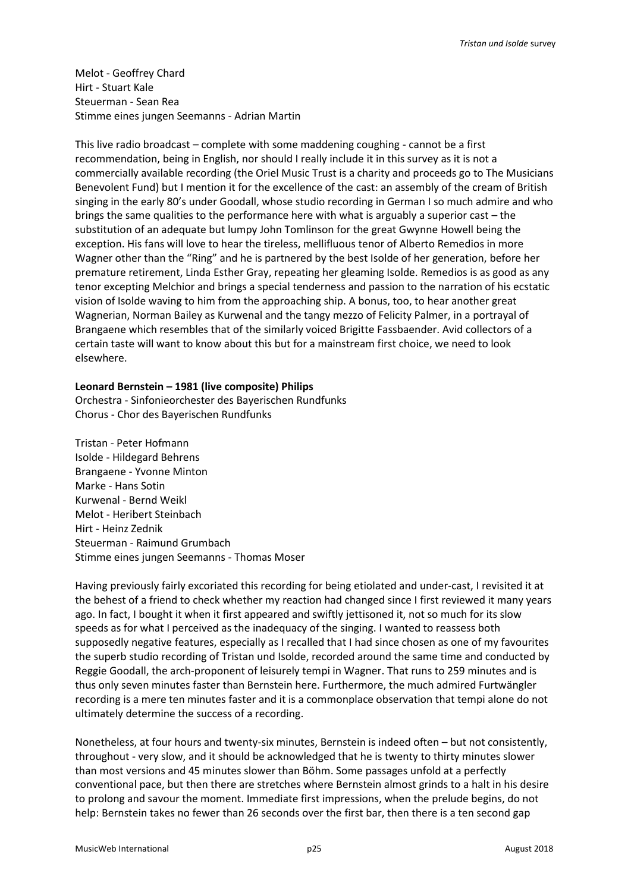Melot - Geoffrey Chard
Hirt - Stuart Kale
Steuerman - Sean Rea
Stimme eines jungen Seemanns - Adrian Martin

This live radio broadcast – complete with some maddening coughing - cannot be a first recommendation, being in English, nor should I really include it in this survey as it is not a commercially available recording (the Oriel Music Trust is a charity and proceeds go to The Musicians Benevolent Fund) but I mention it for the excellence of the cast: an assembly of the cream of British singing in the early 80's under Goodall, whose studio recording in German I so much admire and who brings the same qualities to the performance here with what is arguably a superior cast – the substitution of an adequate but lumpy John Tomlinson for the great Gwynne Howell being the exception. His fans will love to hear the tireless, mellifluous tenor of Alberto Remedios in more Wagner other than the "Ring" and he is partnered by the best Isolde of her generation, before her premature retirement, Linda Esther Gray, repeating her gleaming Isolde. Remedios is as good as any tenor excepting Melchior and brings a special tenderness and passion to the narration of his ecstatic vision of Isolde waving to him from the approaching ship. A bonus, too, to hear another great Wagnerian, Norman Bailey as Kurwenal and the tangy mezzo of Felicity Palmer, in a portrayal of Brangaene which resembles that of the similarly voiced Brigitte Fassbaender. Avid collectors of a certain taste will want to know about this but for a mainstream first choice, we need to look elsewhere.

**Leonard Bernstein – 1981 (live composite) Philips**
Orchestra - Sinfonieorchester des Bayerischen Rundfunks
Chorus - Chor des Bayerischen Rundfunks

Tristan - Peter Hofmann
Isolde - Hildegard Behrens
Brangaene - Yvonne Minton
Marke - Hans Sotin
Kurwenal - Bernd Weikl
Melot - Heribert Steinbach
Hirt - Heinz Zednik
Steuerman - Raimund Grumbach
Stimme eines jungen Seemanns - Thomas Moser

Having previously fairly excoriated this recording for being etiolated and under-cast, I revisited it at the behest of a friend to check whether my reaction had changed since I first reviewed it many years ago. In fact, I bought it when it first appeared and swiftly jettisoned it, not so much for its slow speeds as for what I perceived as the inadequacy of the singing. I wanted to reassess both supposedly negative features, especially as I recalled that I had since chosen as one of my favourites the superb studio recording of Tristan und Isolde, recorded around the same time and conducted by Reggie Goodall, the arch-proponent of leisurely tempi in Wagner. That runs to 259 minutes and is thus only seven minutes faster than Bernstein here. Furthermore, the much admired Furtwängler recording is a mere ten minutes faster and it is a commonplace observation that tempi alone do not ultimately determine the success of a recording.

Nonetheless, at four hours and twenty-six minutes, Bernstein is indeed often – but not consistently, throughout - very slow, and it should be acknowledged that he is twenty to thirty minutes slower than most versions and 45 minutes slower than Böhm. Some passages unfold at a perfectly conventional pace, but then there are stretches where Bernstein almost grinds to a halt in his desire to prolong and savour the moment. Immediate first impressions, when the prelude begins, do not help: Bernstein takes no fewer than 26 seconds over the first bar, then there is a ten second gap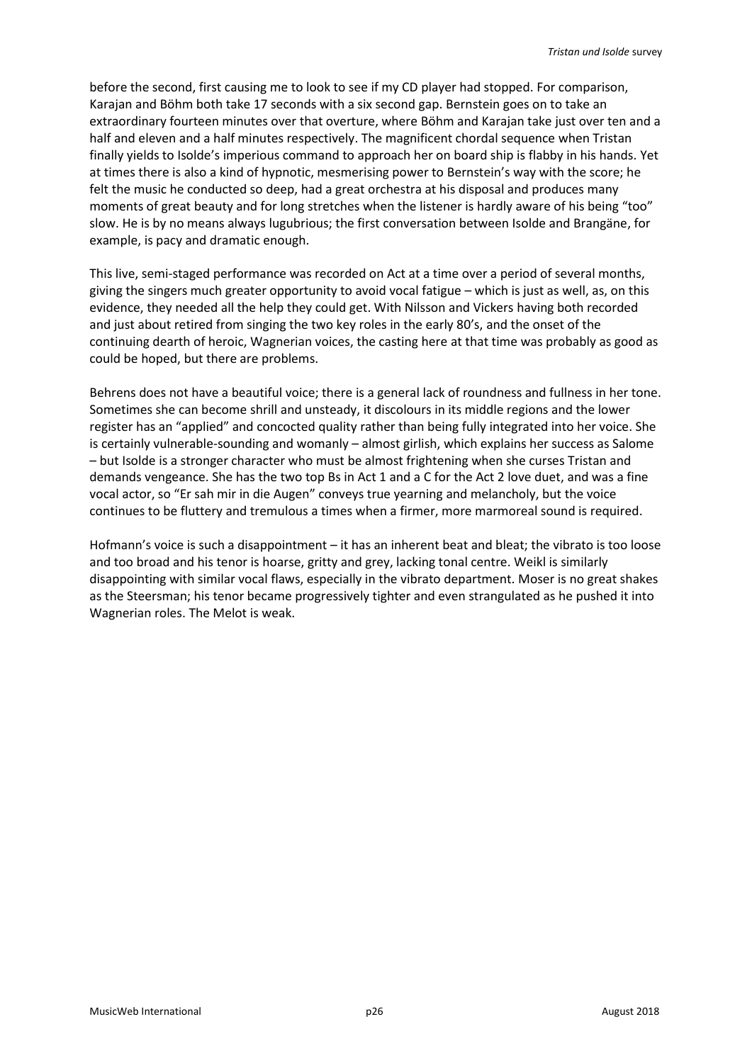before the second, first causing me to look to see if my CD player had stopped. For comparison, Karajan and Böhm both take 17 seconds with a six second gap. Bernstein goes on to take an extraordinary fourteen minutes over that overture, where Böhm and Karajan take just over ten and a half and eleven and a half minutes respectively. The magnificent chordal sequence when Tristan finally yields to Isolde's imperious command to approach her on board ship is flabby in his hands. Yet at times there is also a kind of hypnotic, mesmerising power to Bernstein's way with the score; he felt the music he conducted so deep, had a great orchestra at his disposal and produces many moments of great beauty and for long stretches when the listener is hardly aware of his being "too" slow. He is by no means always lugubrious; the first conversation between Isolde and Brangäne, for example, is pacy and dramatic enough.

This live, semi-staged performance was recorded on Act at a time over a period of several months, giving the singers much greater opportunity to avoid vocal fatigue – which is just as well, as, on this evidence, they needed all the help they could get. With Nilsson and Vickers having both recorded and just about retired from singing the two key roles in the early 80's, and the onset of the continuing dearth of heroic, Wagnerian voices, the casting here at that time was probably as good as could be hoped, but there are problems.

Behrens does not have a beautiful voice; there is a general lack of roundness and fullness in her tone. Sometimes she can become shrill and unsteady, it discolours in its middle regions and the lower register has an "applied" and concocted quality rather than being fully integrated into her voice. She is certainly vulnerable-sounding and womanly – almost girlish, which explains her success as Salome – but Isolde is a stronger character who must be almost frightening when she curses Tristan and demands vengeance. She has the two top Bs in Act 1 and a C for the Act 2 love duet, and was a fine vocal actor, so "Er sah mir in die Augen" conveys true yearning and melancholy, but the voice continues to be fluttery and tremulous a times when a firmer, more marmoreal sound is required.

Hofmann's voice is such a disappointment – it has an inherent beat and bleat; the vibrato is too loose and too broad and his tenor is hoarse, gritty and grey, lacking tonal centre. Weikl is similarly disappointing with similar vocal flaws, especially in the vibrato department. Moser is no great shakes as the Steersman; his tenor became progressively tighter and even strangulated as he pushed it into Wagnerian roles. The Melot is weak.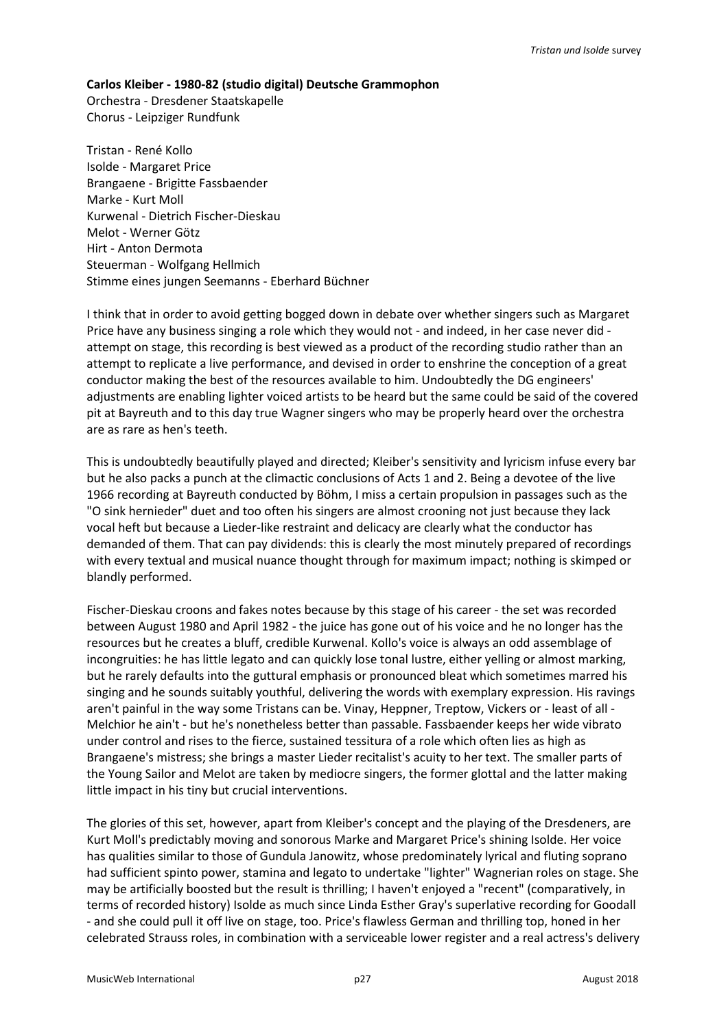**Carlos Kleiber - 1980-82 (studio digital) Deutsche Grammophon**
Orchestra - Dresdener Staatskapelle
Chorus - Leipziger Rundfunk

Tristan - René Kollo
Isolde - Margaret Price
Brangaene - Brigitte Fassbaender
Marke - Kurt Moll
Kurwenal - Dietrich Fischer-Dieskau
Melot - Werner Götz
Hirt - Anton Dermota
Steuerman - Wolfgang Hellmich
Stimme eines jungen Seemanns - Eberhard Büchner

I think that in order to avoid getting bogged down in debate over whether singers such as Margaret Price have any business singing a role which they would not - and indeed, in her case never did - attempt on stage, this recording is best viewed as a product of the recording studio rather than an attempt to replicate a live performance, and devised in order to enshrine the conception of a great conductor making the best of the resources available to him. Undoubtedly the DG engineers' adjustments are enabling lighter voiced artists to be heard but the same could be said of the covered pit at Bayreuth and to this day true Wagner singers who may be properly heard over the orchestra are as rare as hen's teeth.

This is undoubtedly beautifully played and directed; Kleiber's sensitivity and lyricism infuse every bar but he also packs a punch at the climactic conclusions of Acts 1 and 2. Being a devotee of the live 1966 recording at Bayreuth conducted by Böhm, I miss a certain propulsion in passages such as the "O sink hernieder" duet and too often his singers are almost crooning not just because they lack vocal heft but because a Lieder-like restraint and delicacy are clearly what the conductor has demanded of them. That can pay dividends: this is clearly the most minutely prepared of recordings with every textual and musical nuance thought through for maximum impact; nothing is skimped or blandly performed.

Fischer-Dieskau croons and fakes notes because by this stage of his career - the set was recorded between August 1980 and April 1982 - the juice has gone out of his voice and he no longer has the resources but he creates a bluff, credible Kurwenal. Kollo's voice is always an odd assemblage of incongruities: he has little legato and can quickly lose tonal lustre, either yelling or almost marking, but he rarely defaults into the guttural emphasis or pronounced bleat which sometimes marred his singing and he sounds suitably youthful, delivering the words with exemplary expression. His ravings aren't painful in the way some Tristans can be. Vinay, Heppner, Treptow, Vickers or - least of all - Melchior he ain't - but he's nonetheless better than passable. Fassbaender keeps her wide vibrato under control and rises to the fierce, sustained tessitura of a role which often lies as high as Brangaene's mistress; she brings a master Lieder recitalist's acuity to her text. The smaller parts of the Young Sailor and Melot are taken by mediocre singers, the former glottal and the latter making little impact in his tiny but crucial interventions.

The glories of this set, however, apart from Kleiber's concept and the playing of the Dresdeners, are Kurt Moll's predictably moving and sonorous Marke and Margaret Price's shining Isolde. Her voice has qualities similar to those of Gundula Janowitz, whose predominately lyrical and fluting soprano had sufficient spinto power, stamina and legato to undertake "lighter" Wagnerian roles on stage. She may be artificially boosted but the result is thrilling; I haven't enjoyed a "recent" (comparatively, in terms of recorded history) Isolde as much since Linda Esther Gray's superlative recording for Goodall - and she could pull it off live on stage, too. Price's flawless German and thrilling top, honed in her celebrated Strauss roles, in combination with a serviceable lower register and a real actress's delivery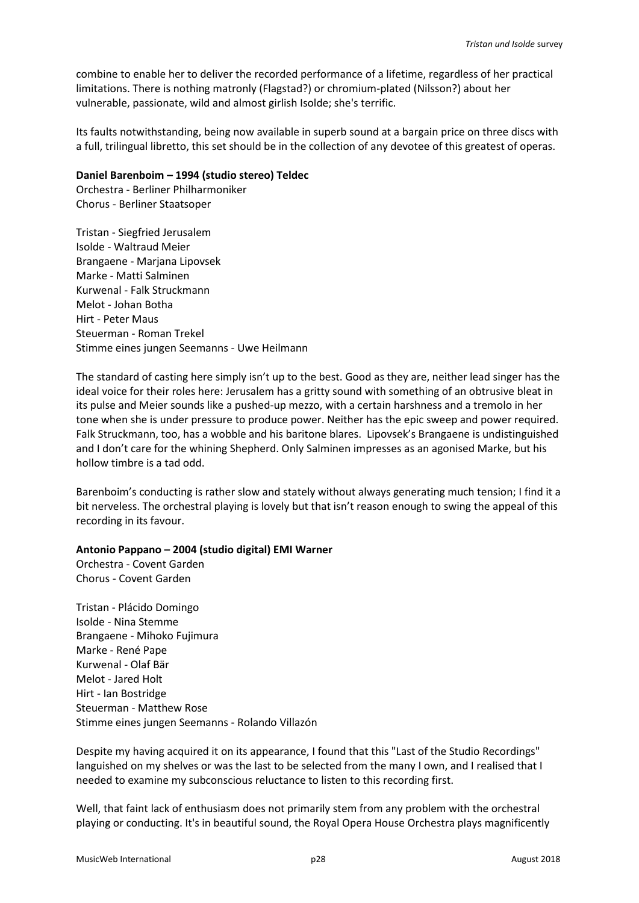combine to enable her to deliver the recorded performance of a lifetime, regardless of her practical limitations. There is nothing matronly (Flagstad?) or chromium-plated (Nilsson?) about her vulnerable, passionate, wild and almost girlish Isolde; she's terrific.

Its faults notwithstanding, being now available in superb sound at a bargain price on three discs with a full, trilingual libretto, this set should be in the collection of any devotee of this greatest of operas.

**Daniel Barenboim – 1994 (studio stereo) Teldec**

Orchestra - Berliner Philharmoniker
Chorus - Berliner Staatsoper

Tristan - Siegfried Jerusalem
Isolde - Waltraud Meier
Brangaene - Marjana Lipovsek
Marke - Matti Salminen
Kurwenal - Falk Struckmann
Melot - Johan Botha
Hirt - Peter Maus
Steuerman - Roman Trekel
Stimme eines jungen Seemanns - Uwe Heilmann

The standard of casting here simply isn't up to the best. Good as they are, neither lead singer has the ideal voice for their roles here: Jerusalem has a gritty sound with something of an obtrusive bleat in its pulse and Meier sounds like a pushed-up mezzo, with a certain harshness and a tremolo in her tone when she is under pressure to produce power. Neither has the epic sweep and power required. Falk Struckmann, too, has a wobble and his baritone blares. Lipovsek's Brangaene is undistinguished and I don't care for the whining Shepherd. Only Salminen impresses as an agonised Marke, but his hollow timbre is a tad odd.

Barenboim's conducting is rather slow and stately without always generating much tension; I find it a bit nerveless. The orchestral playing is lovely but that isn't reason enough to swing the appeal of this recording in its favour.

**Antonio Pappano – 2004 (studio digital) EMI Warner**

Orchestra - Covent Garden
Chorus - Covent Garden

Tristan - Plácido Domingo
Isolde - Nina Stemme
Brangaene - Mihoko Fujimura
Marke - René Pape
Kurwenal - Olaf Bär
Melot - Jared Holt
Hirt - Ian Bostridge
Steuerman - Matthew Rose
Stimme eines jungen Seemanns - Rolando Villazón

Despite my having acquired it on its appearance, I found that this "Last of the Studio Recordings" languished on my shelves or was the last to be selected from the many I own, and I realised that I needed to examine my subconscious reluctance to listen to this recording first.

Well, that faint lack of enthusiasm does not primarily stem from any problem with the orchestral playing or conducting. It's in beautiful sound, the Royal Opera House Orchestra plays magnificently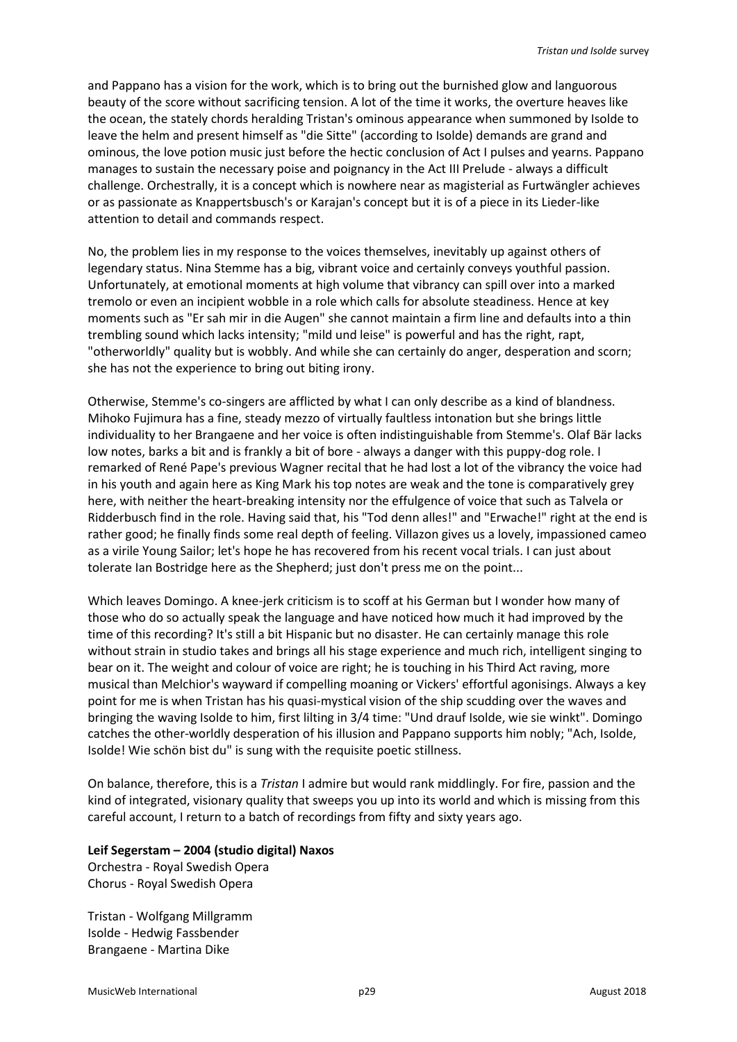and Pappano has a vision for the work, which is to bring out the burnished glow and languorous beauty of the score without sacrificing tension. A lot of the time it works, the overture heaves like the ocean, the stately chords heralding Tristan's ominous appearance when summoned by Isolde to leave the helm and present himself as "die Sitte" (according to Isolde) demands are grand and ominous, the love potion music just before the hectic conclusion of Act I pulses and yearns. Pappano manages to sustain the necessary poise and poignancy in the Act III Prelude - always a difficult challenge. Orchestrally, it is a concept which is nowhere near as magisterial as Furtwängler achieves or as passionate as Knappertsbusch's or Karajan's concept but it is of a piece in its Lieder-like attention to detail and commands respect.

No, the problem lies in my response to the voices themselves, inevitably up against others of legendary status. Nina Stemme has a big, vibrant voice and certainly conveys youthful passion. Unfortunately, at emotional moments at high volume that vibrancy can spill over into a marked tremolo or even an incipient wobble in a role which calls for absolute steadiness. Hence at key moments such as "Er sah mir in die Augen" she cannot maintain a firm line and defaults into a thin trembling sound which lacks intensity; "mild und leise" is powerful and has the right, rapt, "otherworldly" quality but is wobbly. And while she can certainly do anger, desperation and scorn; she has not the experience to bring out biting irony.

Otherwise, Stemme's co-singers are afflicted by what I can only describe as a kind of blandness. Mihoko Fujimura has a fine, steady mezzo of virtually faultless intonation but she brings little individuality to her Brangaene and her voice is often indistinguishable from Stemme's. Olaf Bär lacks low notes, barks a bit and is frankly a bit of bore - always a danger with this puppy-dog role. I remarked of René Pape's previous Wagner recital that he had lost a lot of the vibrancy the voice had in his youth and again here as King Mark his top notes are weak and the tone is comparatively grey here, with neither the heart-breaking intensity nor the effulgence of voice that such as Talvela or Ridderbusch find in the role. Having said that, his "Tod denn alles!" and "Erwache!" right at the end is rather good; he finally finds some real depth of feeling. Villazon gives us a lovely, impassioned cameo as a virile Young Sailor; let's hope he has recovered from his recent vocal trials. I can just about tolerate Ian Bostridge here as the Shepherd; just don't press me on the point...

Which leaves Domingo. A knee-jerk criticism is to scoff at his German but I wonder how many of those who do so actually speak the language and have noticed how much it had improved by the time of this recording? It's still a bit Hispanic but no disaster. He can certainly manage this role without strain in studio takes and brings all his stage experience and much rich, intelligent singing to bear on it. The weight and colour of voice are right; he is touching in his Third Act raving, more musical than Melchior's wayward if compelling moaning or Vickers' effortful agonisings. Always a key point for me is when Tristan has his quasi-mystical vision of the ship scudding over the waves and bringing the waving Isolde to him, first lilting in 3/4 time: "Und drauf Isolde, wie sie winkt". Domingo catches the other-worldly desperation of his illusion and Pappano supports him nobly; "Ach, Isolde, Isolde! Wie schön bist du" is sung with the requisite poetic stillness.

On balance, therefore, this is a *Tristan* I admire but would rank middlingly. For fire, passion and the kind of integrated, visionary quality that sweeps you up into its world and which is missing from this careful account, I return to a batch of recordings from fifty and sixty years ago.

**Leif Segerstam – 2004 (studio digital) Naxos**
Orchestra - Royal Swedish Opera
Chorus - Royal Swedish Opera

Tristan - Wolfgang Millgramm
Isolde - Hedwig Fassbender
Brangaene - Martina Dike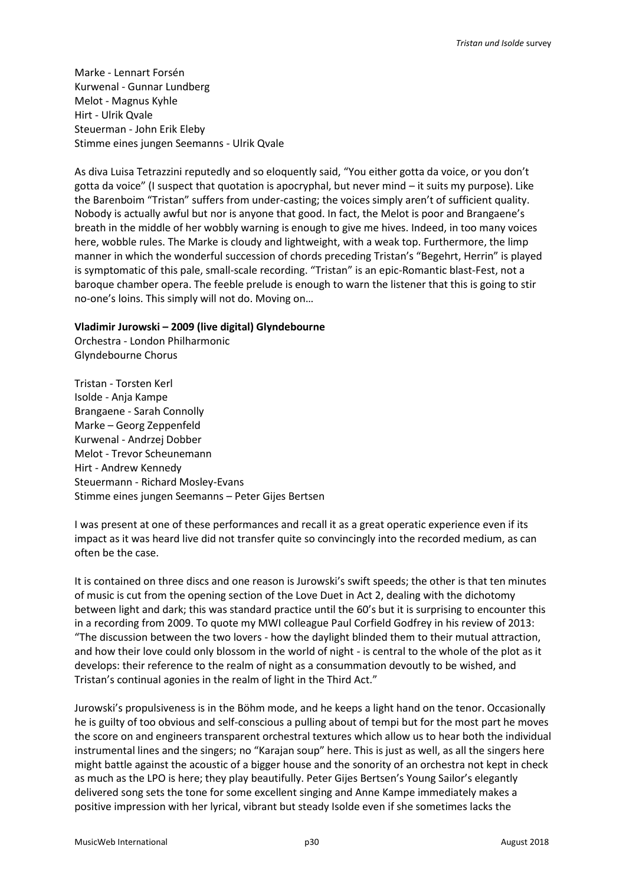Marke - Lennart Forsén
Kurwenal - Gunnar Lundberg
Melot - Magnus Kyhle
Hirt - Ulrik Qvale
Steuerman - John Erik Eleby
Stimme eines jungen Seemanns - Ulrik Qvale

As diva Luisa Tetrazzini reputedly and so eloquently said, "You either gotta da voice, or you don't gotta da voice" (I suspect that quotation is apocryphal, but never mind – it suits my purpose). Like the Barenboim "Tristan" suffers from under-casting; the voices simply aren't of sufficient quality. Nobody is actually awful but nor is anyone that good. In fact, the Melot is poor and Brangaene's breath in the middle of her wobbly warning is enough to give me hives. Indeed, in too many voices here, wobble rules. The Marke is cloudy and lightweight, with a weak top. Furthermore, the limp manner in which the wonderful succession of chords preceding Tristan's "Begehrt, Herrin" is played is symptomatic of this pale, small-scale recording. "Tristan" is an epic-Romantic blast-Fest, not a baroque chamber opera. The feeble prelude is enough to warn the listener that this is going to stir no-one's loins. This simply will not do. Moving on…

**Vladimir Jurowski – 2009 (live digital) Glyndebourne**
Orchestra - London Philharmonic
Glyndebourne Chorus

Tristan - Torsten Kerl
Isolde - Anja Kampe
Brangaene - Sarah Connolly
Marke – Georg Zeppenfeld
Kurwenal - Andrzej Dobber
Melot - Trevor Scheunemann
Hirt - Andrew Kennedy
Steuermann - Richard Mosley-Evans
Stimme eines jungen Seemanns – Peter Gijes Bertsen

I was present at one of these performances and recall it as a great operatic experience even if its impact as it was heard live did not transfer quite so convincingly into the recorded medium, as can often be the case.

It is contained on three discs and one reason is Jurowski's swift speeds; the other is that ten minutes of music is cut from the opening section of the Love Duet in Act 2, dealing with the dichotomy between light and dark; this was standard practice until the 60's but it is surprising to encounter this in a recording from 2009. To quote my MWI colleague Paul Corfield Godfrey in his review of 2013: "The discussion between the two lovers - how the daylight blinded them to their mutual attraction, and how their love could only blossom in the world of night - is central to the whole of the plot as it develops: their reference to the realm of night as a consummation devoutly to be wished, and Tristan's continual agonies in the realm of light in the Third Act."

Jurowski's propulsiveness is in the Böhm mode, and he keeps a light hand on the tenor. Occasionally he is guilty of too obvious and self-conscious a pulling about of tempi but for the most part he moves the score on and engineers transparent orchestral textures which allow us to hear both the individual instrumental lines and the singers; no "Karajan soup" here. This is just as well, as all the singers here might battle against the acoustic of a bigger house and the sonority of an orchestra not kept in check as much as the LPO is here; they play beautifully. Peter Gijes Bertsen's Young Sailor's elegantly delivered song sets the tone for some excellent singing and Anne Kampe immediately makes a positive impression with her lyrical, vibrant but steady Isolde even if she sometimes lacks the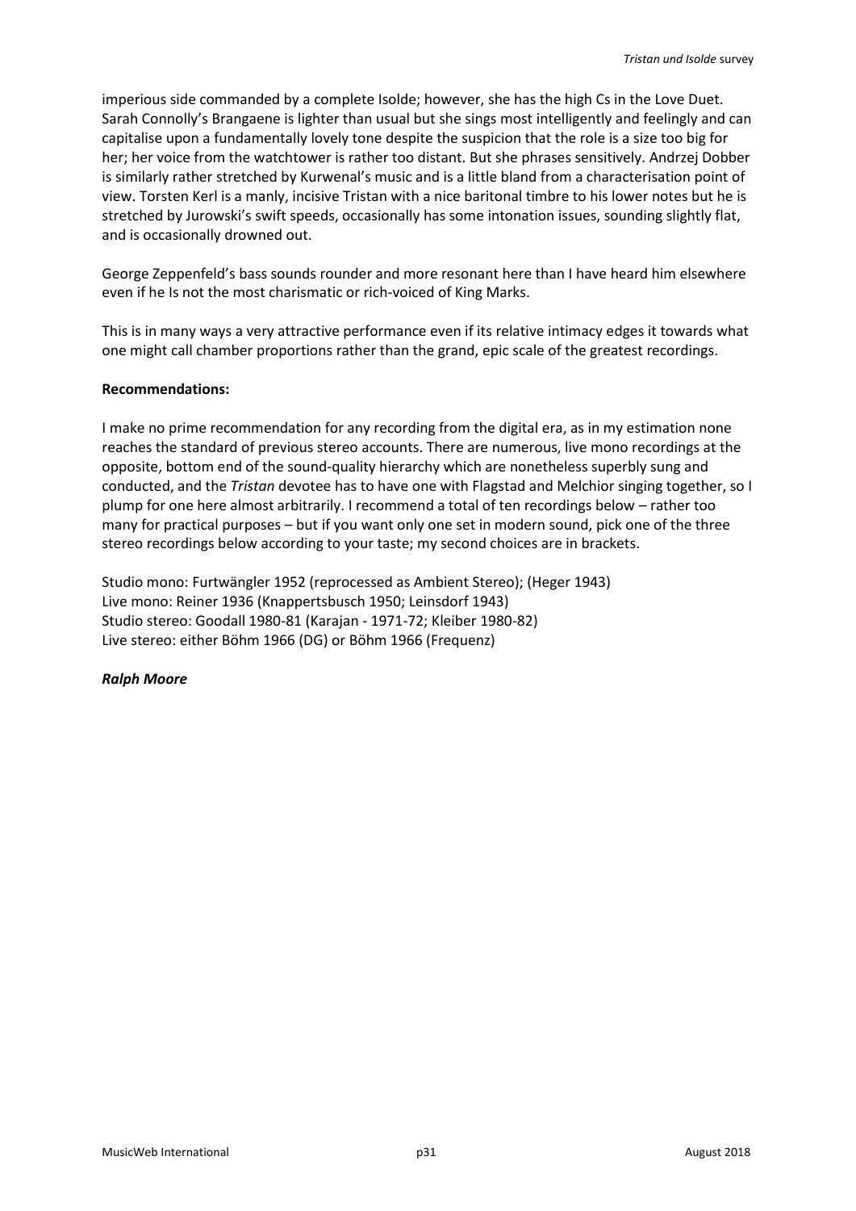imperious side commanded by a complete Isolde; however, she has the high Cs in the Love Duet. Sarah Connolly's Brangaene is lighter than usual but she sings most intelligently and feelingly and can capitalise upon a fundamentally lovely tone despite the suspicion that the role is a size too big for her; her voice from the watchtower is rather too distant. But she phrases sensitively. Andrzej Dobber is similarly rather stretched by Kurwenal's music and is a little bland from a characterisation point of view. Torsten Kerl is a manly, incisive Tristan with a nice baritonal timbre to his lower notes but he is stretched by Jurowski's swift speeds, occasionally has some intonation issues, sounding slightly flat, and is occasionally drowned out.

George Zeppenfeld's bass sounds rounder and more resonant here than I have heard him elsewhere even if he Is not the most charismatic or rich-voiced of King Marks.

This is in many ways a very attractive performance even if its relative intimacy edges it towards what one might call chamber proportions rather than the grand, epic scale of the greatest recordings.

**Recommendations:**

I make no prime recommendation for any recording from the digital era, as in my estimation none reaches the standard of previous stereo accounts. There are numerous, live mono recordings at the opposite, bottom end of the sound-quality hierarchy which are nonetheless superbly sung and conducted, and the *Tristan* devotee has to have one with Flagstad and Melchior singing together, so I plump for one here almost arbitrarily. I recommend a total of ten recordings below – rather too many for practical purposes – but if you want only one set in modern sound, pick one of the three stereo recordings below according to your taste; my second choices are in brackets.

Studio mono: Furtwängler 1952 (reprocessed as Ambient Stereo); (Heger 1943)
Live mono: Reiner 1936 (Knappertsbusch 1950; Leinsdorf 1943)
Studio stereo: Goodall 1980-81 (Karajan - 1971-72; Kleiber 1980-82)
Live stereo: either Böhm 1966 (DG) or Böhm 1966 (Frequenz)

***Ralph Moore***